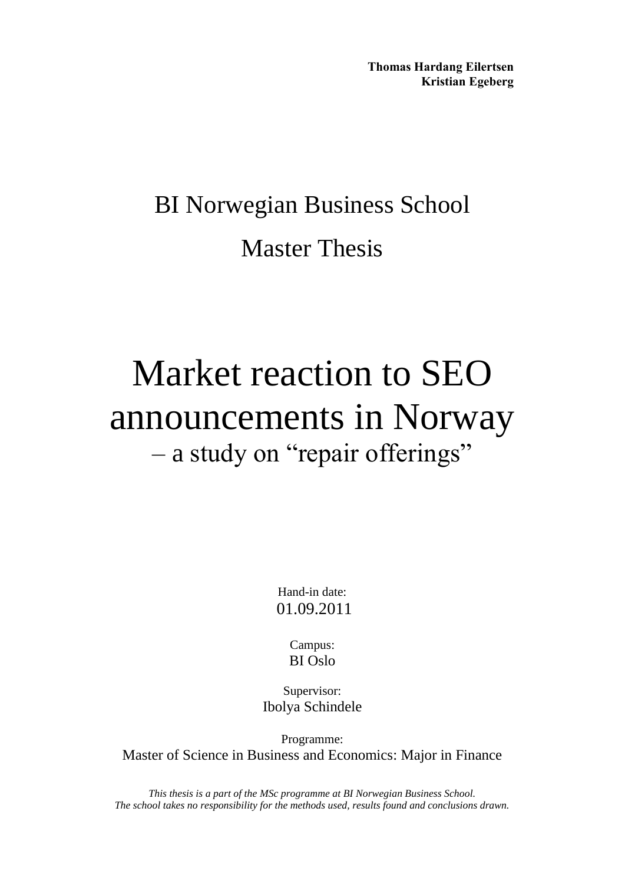**Thomas Hardang Eilertsen**
**Kristian Egeberg**

BI Norwegian Business School

Master Thesis

# Market reaction to SEO announcements in Norway

## – a study on "repair offerings"

Hand-in date:
01.09.2011

Campus:
BI Oslo

Supervisor:
Ibolya Schindele

Programme:
Master of Science in Business and Economics: Major in Finance

*This thesis is a part of the MSc programme at BI Norwegian Business School.*
*The school takes no responsibility for the methods used, results found and conclusions drawn.*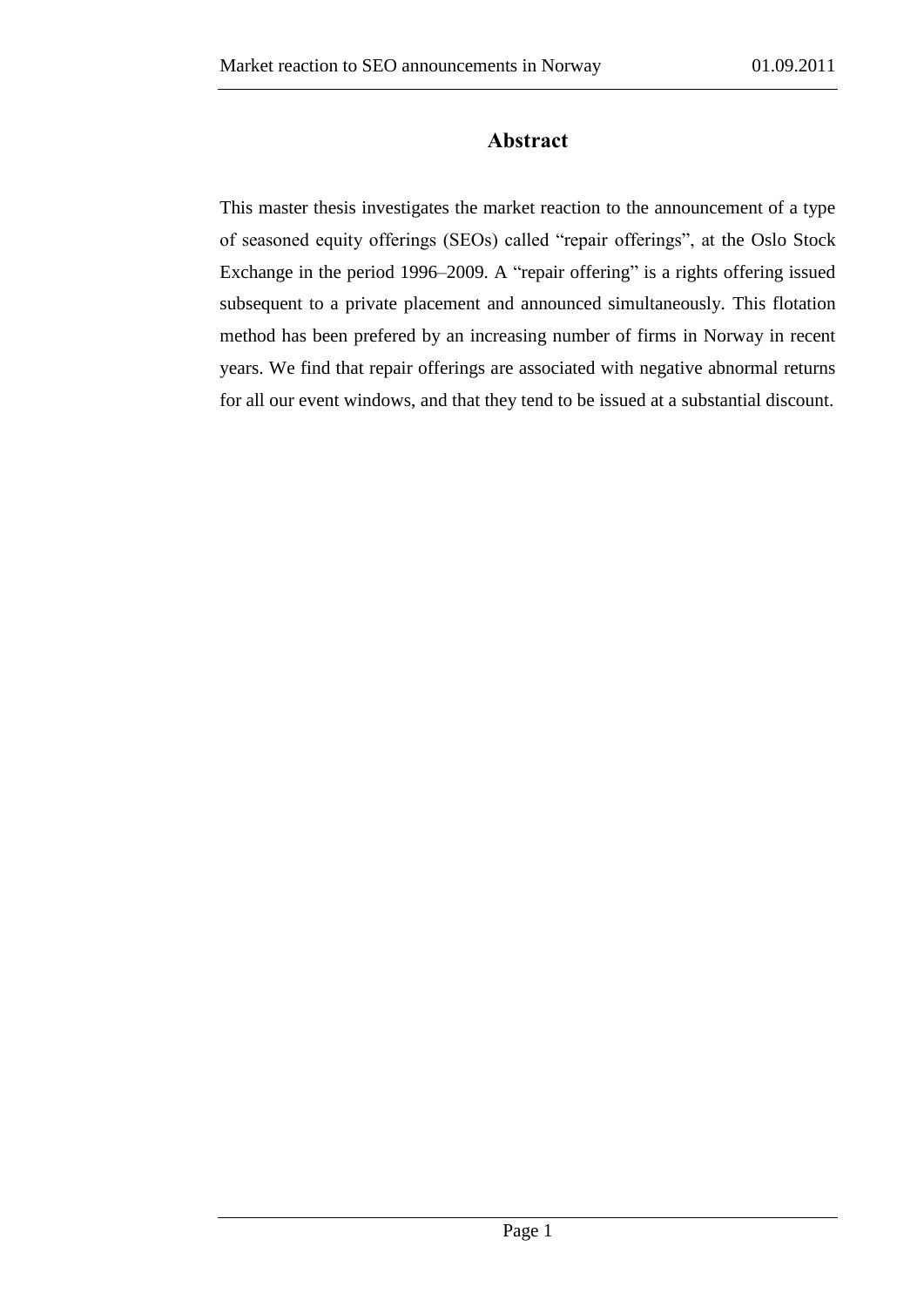# Abstract

This master thesis investigates the market reaction to the announcement of a type of seasoned equity offerings (SEOs) called "repair offerings", at the Oslo Stock Exchange in the period 1996–2009. A "repair offering" is a rights offering issued subsequent to a private placement and announced simultaneously. This flotation method has been prefered by an increasing number of firms in Norway in recent years. We find that repair offerings are associated with negative abnormal returns for all our event windows, and that they tend to be issued at a substantial discount.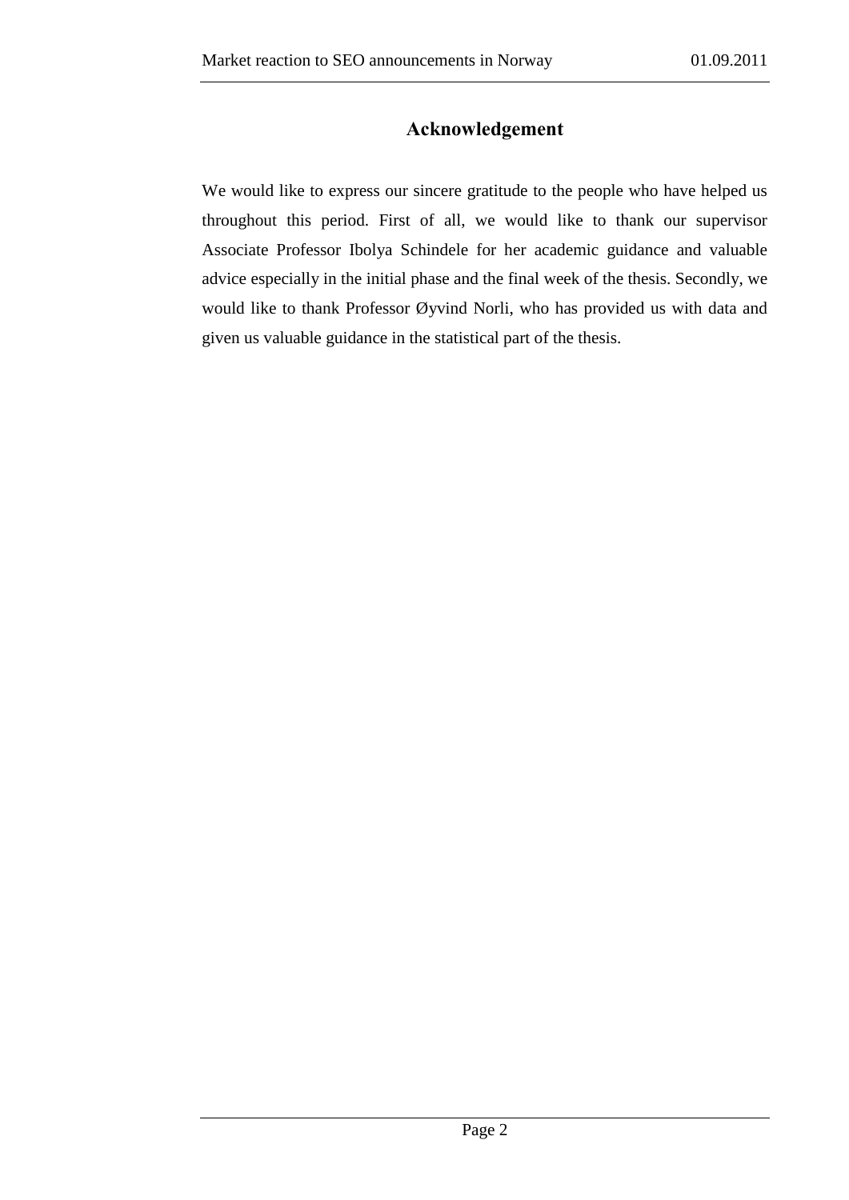# Acknowledgement

We would like to express our sincere gratitude to the people who have helped us throughout this period. First of all, we would like to thank our supervisor Associate Professor Ibolya Schindele for her academic guidance and valuable advice especially in the initial phase and the final week of the thesis. Secondly, we would like to thank Professor Øyvind Norli, who has provided us with data and given us valuable guidance in the statistical part of the thesis.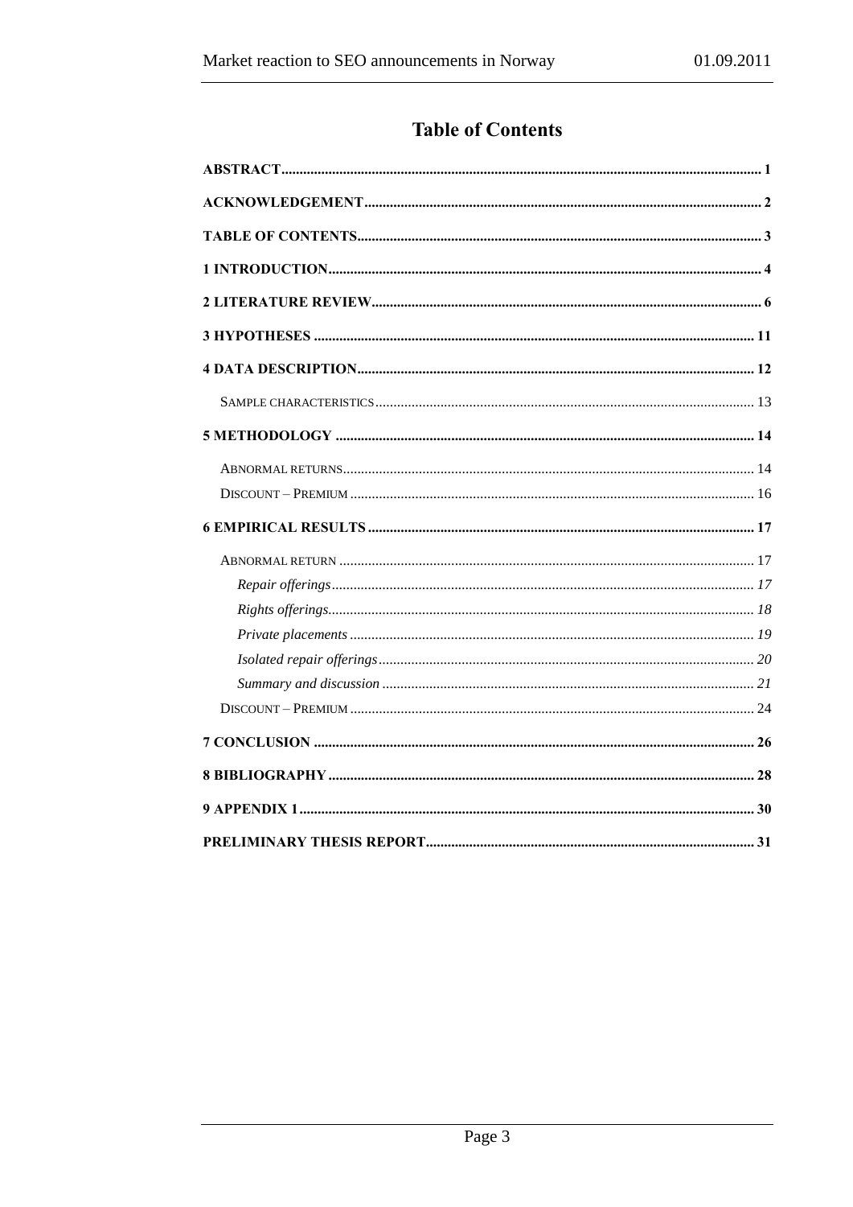# Table of Contents

ABSTRACT .................................................. 1

ACKNOWLEDGEMENT .................................................. 2

TABLE OF CONTENTS .................................................. 3

1 INTRODUCTION .................................................. 4

2 LITERATURE REVIEW .................................................. 6

3 HYPOTHESES .................................................. 11

4 DATA DESCRIPTION .................................................. 12

- Sample characteristics .................................................. 13

5 METHODOLOGY .................................................. 14

- Abnormal returns .................................................. 14
- Discount – Premium .................................................. 16

6 EMPIRICAL RESULTS .................................................. 17

- Abnormal return .................................................. 17
  - *Repair offerings* .................................................. *17*
  - *Rights offerings* .................................................. *18*
  - *Private placements* .................................................. *19*
  - *Isolated repair offerings* .................................................. *20*
  - *Summary and discussion* .................................................. *21*
- Discount – Premium .................................................. 24

7 CONCLUSION .................................................. 26

8 BIBLIOGRAPHY .................................................. 28

9 APPENDIX 1 .................................................. 30

PRELIMINARY THESIS REPORT .................................................. 31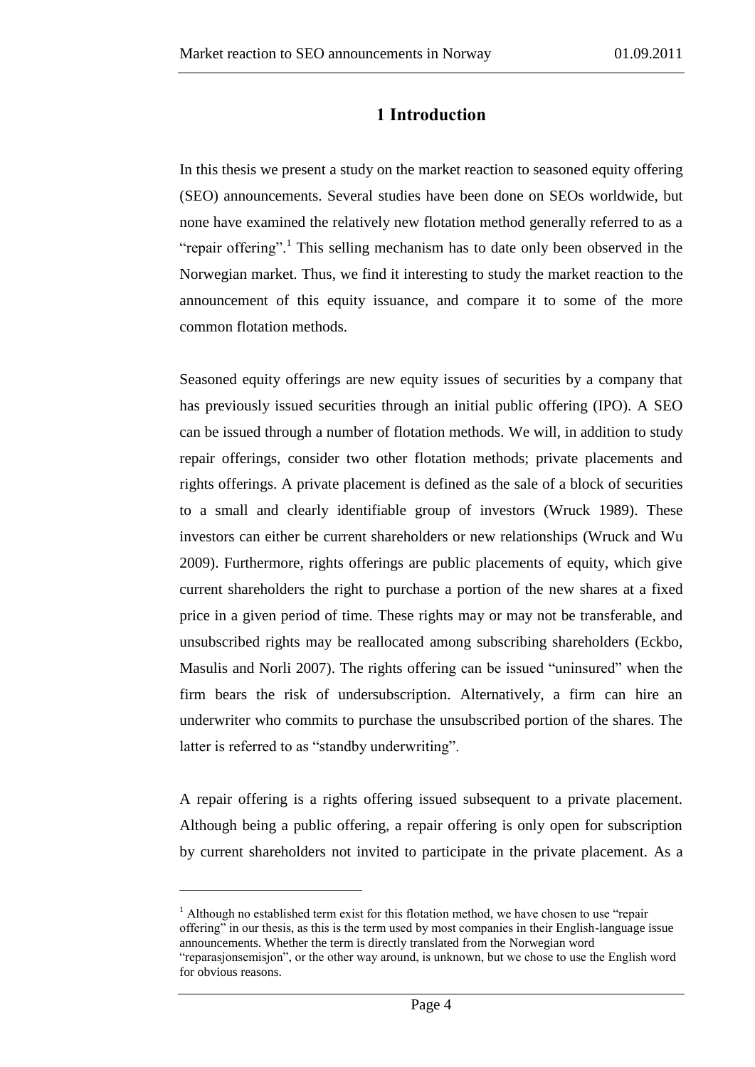# 1 Introduction

In this thesis we present a study on the market reaction to seasoned equity offering (SEO) announcements. Several studies have been done on SEOs worldwide, but none have examined the relatively new flotation method generally referred to as a "repair offering".[1] This selling mechanism has to date only been observed in the Norwegian market. Thus, we find it interesting to study the market reaction to the announcement of this equity issuance, and compare it to some of the more common flotation methods.

Seasoned equity offerings are new equity issues of securities by a company that has previously issued securities through an initial public offering (IPO). A SEO can be issued through a number of flotation methods. We will, in addition to study repair offerings, consider two other flotation methods; private placements and rights offerings. A private placement is defined as the sale of a block of securities to a small and clearly identifiable group of investors (Wruck 1989). These investors can either be current shareholders or new relationships (Wruck and Wu 2009). Furthermore, rights offerings are public placements of equity, which give current shareholders the right to purchase a portion of the new shares at a fixed price in a given period of time. These rights may or may not be transferable, and unsubscribed rights may be reallocated among subscribing shareholders (Eckbo, Masulis and Norli 2007). The rights offering can be issued "uninsured" when the firm bears the risk of undersubscription. Alternatively, a firm can hire an underwriter who commits to purchase the unsubscribed portion of the shares. The latter is referred to as "standby underwriting".

A repair offering is a rights offering issued subsequent to a private placement. Although being a public offering, a repair offering is only open for subscription by current shareholders not invited to participate in the private placement. As a

[1] Although no established term exist for this flotation method, we have chosen to use "repair offering" in our thesis, as this is the term used by most companies in their English-language issue announcements. Whether the term is directly translated from the Norwegian word "reparasjonsemisjon", or the other way around, is unknown, but we chose to use the English word for obvious reasons.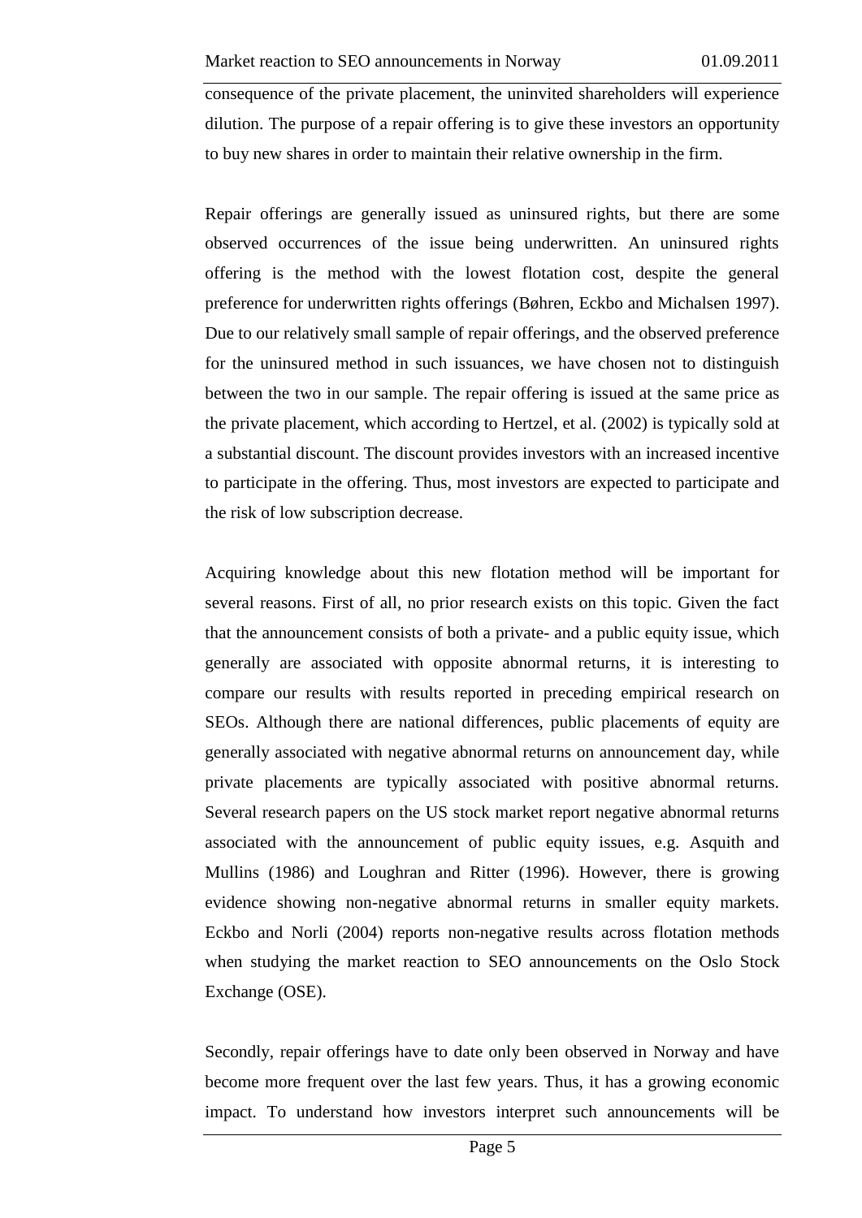consequence of the private placement, the uninvited shareholders will experience dilution. The purpose of a repair offering is to give these investors an opportunity to buy new shares in order to maintain their relative ownership in the firm.

Repair offerings are generally issued as uninsured rights, but there are some observed occurrences of the issue being underwritten. An uninsured rights offering is the method with the lowest flotation cost, despite the general preference for underwritten rights offerings (Bøhren, Eckbo and Michalsen 1997). Due to our relatively small sample of repair offerings, and the observed preference for the uninsured method in such issuances, we have chosen not to distinguish between the two in our sample. The repair offering is issued at the same price as the private placement, which according to Hertzel, et al. (2002) is typically sold at a substantial discount. The discount provides investors with an increased incentive to participate in the offering. Thus, most investors are expected to participate and the risk of low subscription decrease.

Acquiring knowledge about this new flotation method will be important for several reasons. First of all, no prior research exists on this topic. Given the fact that the announcement consists of both a private- and a public equity issue, which generally are associated with opposite abnormal returns, it is interesting to compare our results with results reported in preceding empirical research on SEOs. Although there are national differences, public placements of equity are generally associated with negative abnormal returns on announcement day, while private placements are typically associated with positive abnormal returns. Several research papers on the US stock market report negative abnormal returns associated with the announcement of public equity issues, e.g. Asquith and Mullins (1986) and Loughran and Ritter (1996). However, there is growing evidence showing non-negative abnormal returns in smaller equity markets. Eckbo and Norli (2004) reports non-negative results across flotation methods when studying the market reaction to SEO announcements on the Oslo Stock Exchange (OSE).

Secondly, repair offerings have to date only been observed in Norway and have become more frequent over the last few years. Thus, it has a growing economic impact. To understand how investors interpret such announcements will be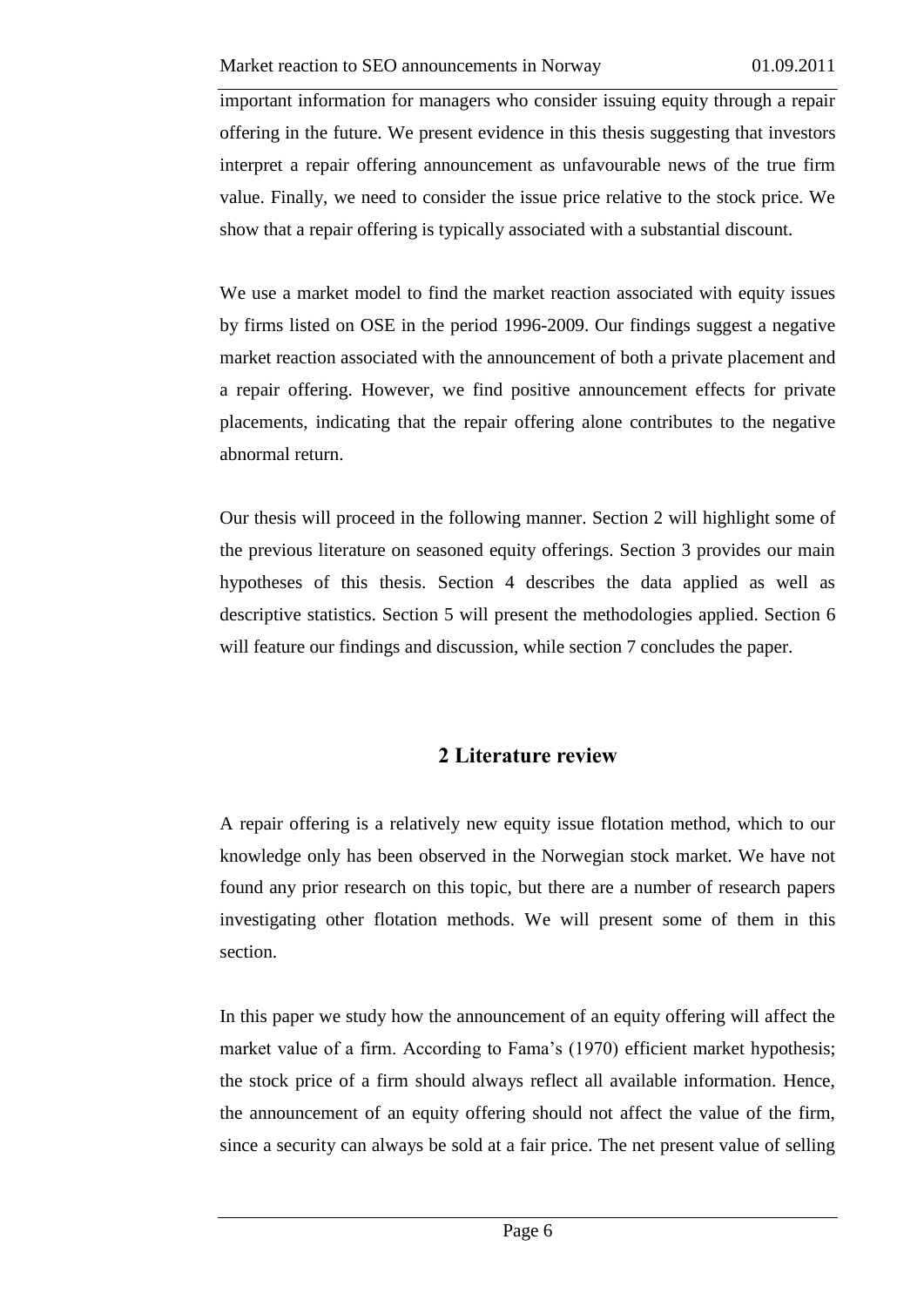important information for managers who consider issuing equity through a repair offering in the future. We present evidence in this thesis suggesting that investors interpret a repair offering announcement as unfavourable news of the true firm value. Finally, we need to consider the issue price relative to the stock price. We show that a repair offering is typically associated with a substantial discount.

We use a market model to find the market reaction associated with equity issues by firms listed on OSE in the period 1996-2009. Our findings suggest a negative market reaction associated with the announcement of both a private placement and a repair offering. However, we find positive announcement effects for private placements, indicating that the repair offering alone contributes to the negative abnormal return.

Our thesis will proceed in the following manner. Section 2 will highlight some of the previous literature on seasoned equity offerings. Section 3 provides our main hypotheses of this thesis. Section 4 describes the data applied as well as descriptive statistics. Section 5 will present the methodologies applied. Section 6 will feature our findings and discussion, while section 7 concludes the paper.

## 2 Literature review

A repair offering is a relatively new equity issue flotation method, which to our knowledge only has been observed in the Norwegian stock market. We have not found any prior research on this topic, but there are a number of research papers investigating other flotation methods. We will present some of them in this section.

In this paper we study how the announcement of an equity offering will affect the market value of a firm. According to Fama's (1970) efficient market hypothesis; the stock price of a firm should always reflect all available information. Hence, the announcement of an equity offering should not affect the value of the firm, since a security can always be sold at a fair price. The net present value of selling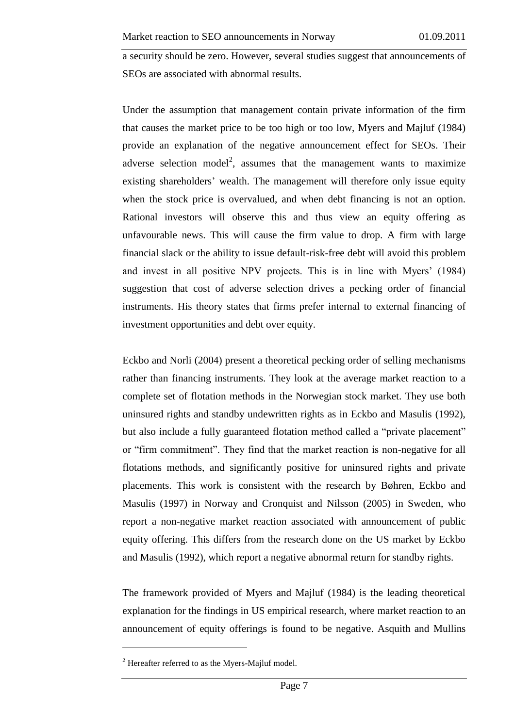a security should be zero. However, several studies suggest that announcements of SEOs are associated with abnormal results.

Under the assumption that management contain private information of the firm that causes the market price to be too high or too low, Myers and Majluf (1984) provide an explanation of the negative announcement effect for SEOs. Their adverse selection model[2], assumes that the management wants to maximize existing shareholders' wealth. The management will therefore only issue equity when the stock price is overvalued, and when debt financing is not an option. Rational investors will observe this and thus view an equity offering as unfavourable news. This will cause the firm value to drop. A firm with large financial slack or the ability to issue default-risk-free debt will avoid this problem and invest in all positive NPV projects. This is in line with Myers' (1984) suggestion that cost of adverse selection drives a pecking order of financial instruments. His theory states that firms prefer internal to external financing of investment opportunities and debt over equity.

Eckbo and Norli (2004) present a theoretical pecking order of selling mechanisms rather than financing instruments. They look at the average market reaction to a complete set of flotation methods in the Norwegian stock market. They use both uninsured rights and standby undewritten rights as in Eckbo and Masulis (1992), but also include a fully guaranteed flotation method called a "private placement" or "firm commitment". They find that the market reaction is non-negative for all flotations methods, and significantly positive for uninsured rights and private placements. This work is consistent with the research by Bøhren, Eckbo and Masulis (1997) in Norway and Cronquist and Nilsson (2005) in Sweden, who report a non-negative market reaction associated with announcement of public equity offering. This differs from the research done on the US market by Eckbo and Masulis (1992), which report a negative abnormal return for standby rights.

The framework provided of Myers and Majluf (1984) is the leading theoretical explanation for the findings in US empirical research, where market reaction to an announcement of equity offerings is found to be negative. Asquith and Mullins

[2] Hereafter referred to as the Myers-Majluf model.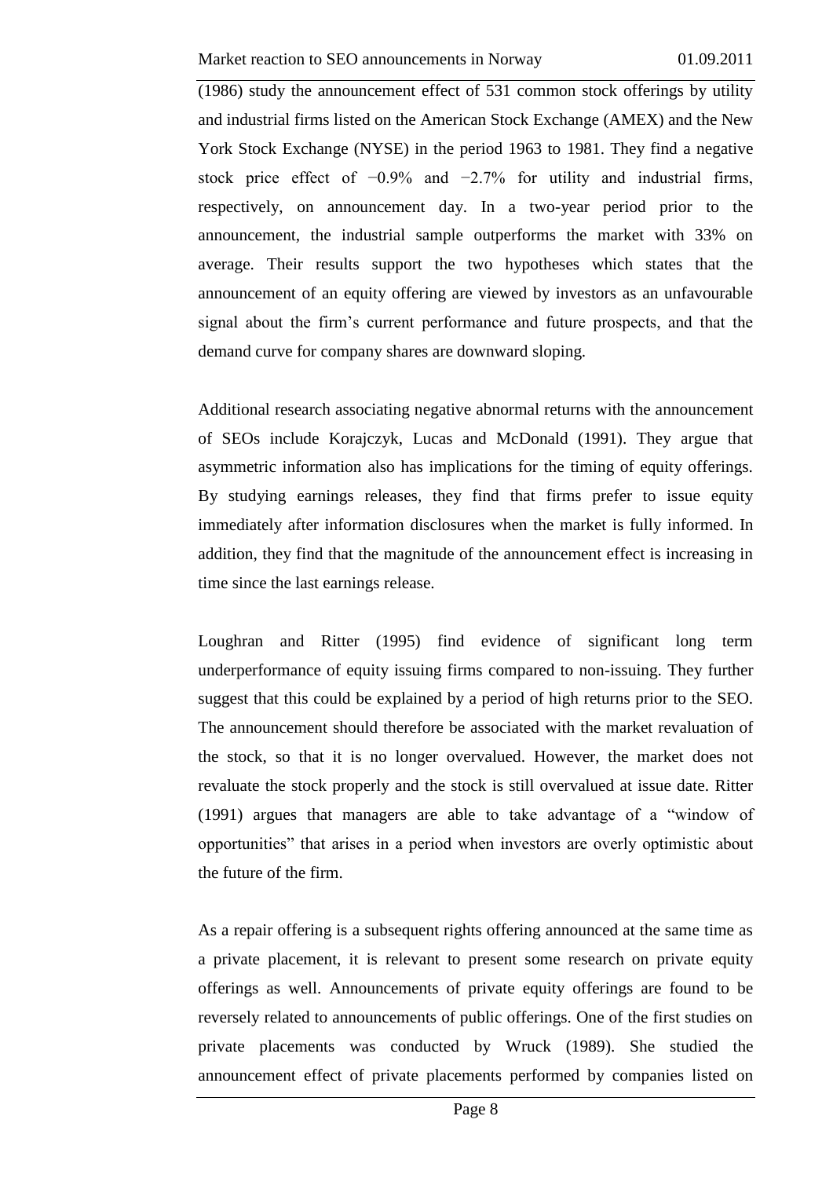(1986) study the announcement effect of 531 common stock offerings by utility and industrial firms listed on the American Stock Exchange (AMEX) and the New York Stock Exchange (NYSE) in the period 1963 to 1981. They find a negative stock price effect of −0.9% and −2.7% for utility and industrial firms, respectively, on announcement day. In a two-year period prior to the announcement, the industrial sample outperforms the market with 33% on average. Their results support the two hypotheses which states that the announcement of an equity offering are viewed by investors as an unfavourable signal about the firm's current performance and future prospects, and that the demand curve for company shares are downward sloping.

Additional research associating negative abnormal returns with the announcement of SEOs include Korajczyk, Lucas and McDonald (1991). They argue that asymmetric information also has implications for the timing of equity offerings. By studying earnings releases, they find that firms prefer to issue equity immediately after information disclosures when the market is fully informed. In addition, they find that the magnitude of the announcement effect is increasing in time since the last earnings release.

Loughran and Ritter (1995) find evidence of significant long term underperformance of equity issuing firms compared to non-issuing. They further suggest that this could be explained by a period of high returns prior to the SEO. The announcement should therefore be associated with the market revaluation of the stock, so that it is no longer overvalued. However, the market does not revaluate the stock properly and the stock is still overvalued at issue date. Ritter (1991) argues that managers are able to take advantage of a "window of opportunities" that arises in a period when investors are overly optimistic about the future of the firm.

As a repair offering is a subsequent rights offering announced at the same time as a private placement, it is relevant to present some research on private equity offerings as well. Announcements of private equity offerings are found to be reversely related to announcements of public offerings. One of the first studies on private placements was conducted by Wruck (1989). She studied the announcement effect of private placements performed by companies listed on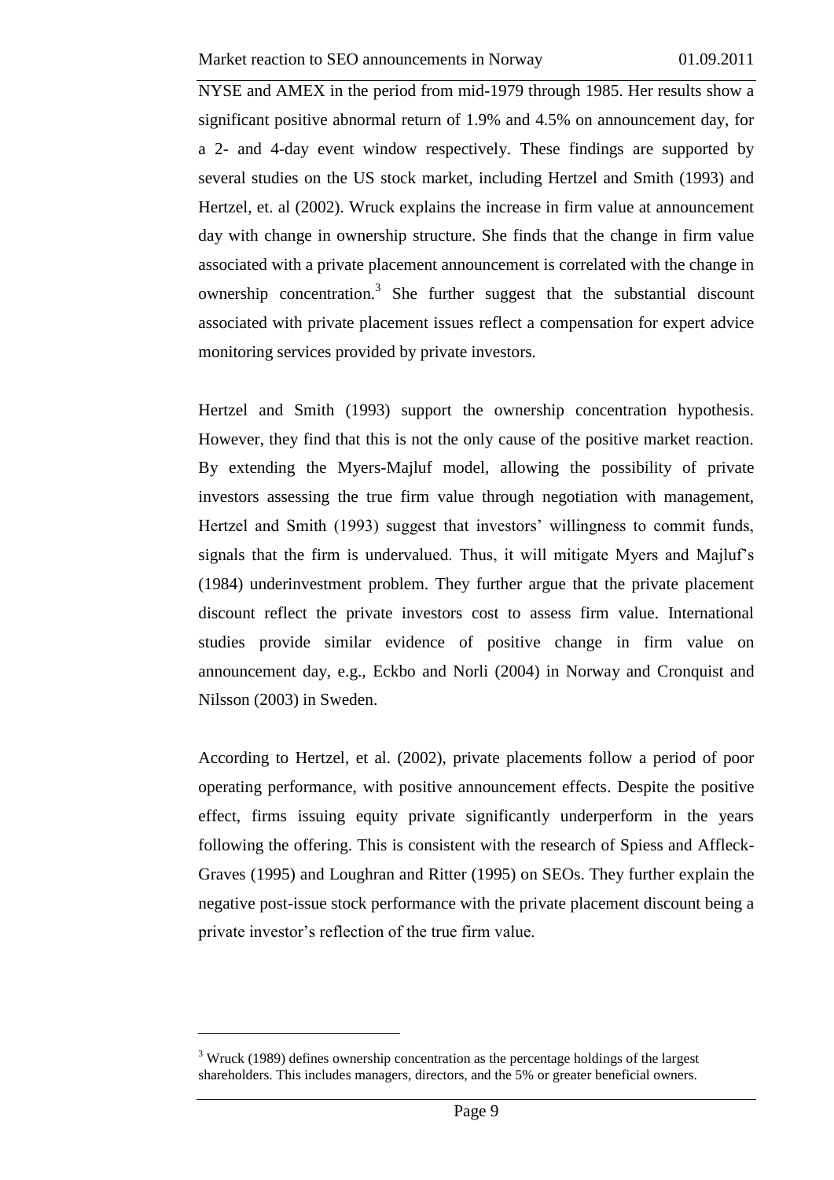NYSE and AMEX in the period from mid-1979 through 1985. Her results show a significant positive abnormal return of 1.9% and 4.5% on announcement day, for a 2- and 4-day event window respectively. These findings are supported by several studies on the US stock market, including Hertzel and Smith (1993) and Hertzel, et. al (2002). Wruck explains the increase in firm value at announcement day with change in ownership structure. She finds that the change in firm value associated with a private placement announcement is correlated with the change in ownership concentration.[3] She further suggest that the substantial discount associated with private placement issues reflect a compensation for expert advice monitoring services provided by private investors.

Hertzel and Smith (1993) support the ownership concentration hypothesis. However, they find that this is not the only cause of the positive market reaction. By extending the Myers-Majluf model, allowing the possibility of private investors assessing the true firm value through negotiation with management, Hertzel and Smith (1993) suggest that investors' willingness to commit funds, signals that the firm is undervalued. Thus, it will mitigate Myers and Majluf's (1984) underinvestment problem. They further argue that the private placement discount reflect the private investors cost to assess firm value. International studies provide similar evidence of positive change in firm value on announcement day, e.g., Eckbo and Norli (2004) in Norway and Cronquist and Nilsson (2003) in Sweden.

According to Hertzel, et al. (2002), private placements follow a period of poor operating performance, with positive announcement effects. Despite the positive effect, firms issuing equity private significantly underperform in the years following the offering. This is consistent with the research of Spiess and Affleck-Graves (1995) and Loughran and Ritter (1995) on SEOs. They further explain the negative post-issue stock performance with the private placement discount being a private investor's reflection of the true firm value.

---

[3] Wruck (1989) defines ownership concentration as the percentage holdings of the largest shareholders. This includes managers, directors, and the 5% or greater beneficial owners.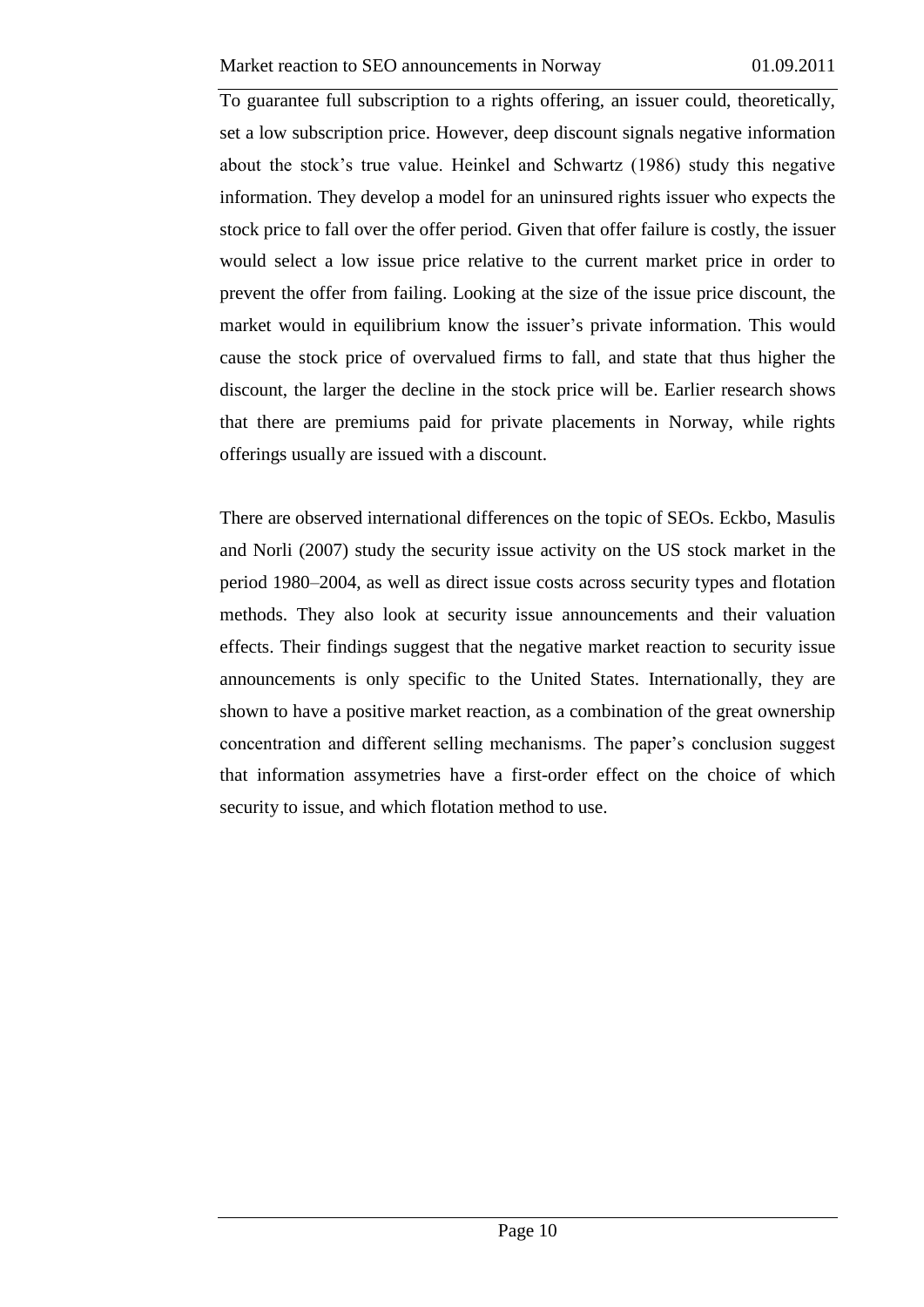To guarantee full subscription to a rights offering, an issuer could, theoretically, set a low subscription price. However, deep discount signals negative information about the stock's true value. Heinkel and Schwartz (1986) study this negative information. They develop a model for an uninsured rights issuer who expects the stock price to fall over the offer period. Given that offer failure is costly, the issuer would select a low issue price relative to the current market price in order to prevent the offer from failing. Looking at the size of the issue price discount, the market would in equilibrium know the issuer's private information. This would cause the stock price of overvalued firms to fall, and state that thus higher the discount, the larger the decline in the stock price will be. Earlier research shows that there are premiums paid for private placements in Norway, while rights offerings usually are issued with a discount.

There are observed international differences on the topic of SEOs. Eckbo, Masulis and Norli (2007) study the security issue activity on the US stock market in the period 1980–2004, as well as direct issue costs across security types and flotation methods. They also look at security issue announcements and their valuation effects. Their findings suggest that the negative market reaction to security issue announcements is only specific to the United States. Internationally, they are shown to have a positive market reaction, as a combination of the great ownership concentration and different selling mechanisms. The paper's conclusion suggest that information assymetries have a first-order effect on the choice of which security to issue, and which flotation method to use.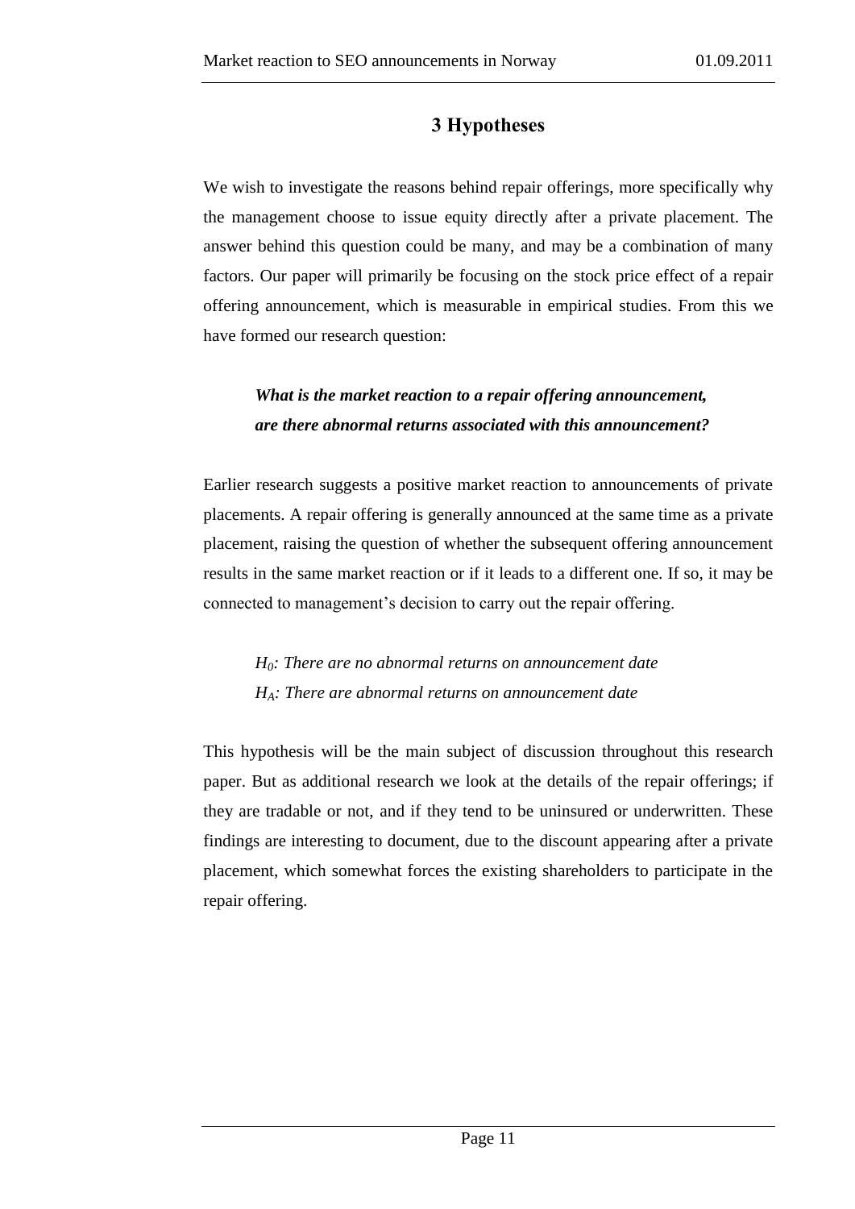## 3 Hypotheses

We wish to investigate the reasons behind repair offerings, more specifically why the management choose to issue equity directly after a private placement. The answer behind this question could be many, and may be a combination of many factors. Our paper will primarily be focusing on the stock price effect of a repair offering announcement, which is measurable in empirical studies. From this we have formed our research question:

> ***What is the market reaction to a repair offering announcement, are there abnormal returns associated with this announcement?***

Earlier research suggests a positive market reaction to announcements of private placements. A repair offering is generally announced at the same time as a private placement, raising the question of whether the subsequent offering announcement results in the same market reaction or if it leads to a different one. If so, it may be connected to management's decision to carry out the repair offering.

> *$H_0$: There are no abnormal returns on announcement date*
>
> *$H_A$: There are abnormal returns on announcement date*

This hypothesis will be the main subject of discussion throughout this research paper. But as additional research we look at the details of the repair offerings; if they are tradable or not, and if they tend to be uninsured or underwritten. These findings are interesting to document, due to the discount appearing after a private placement, which somewhat forces the existing shareholders to participate in the repair offering.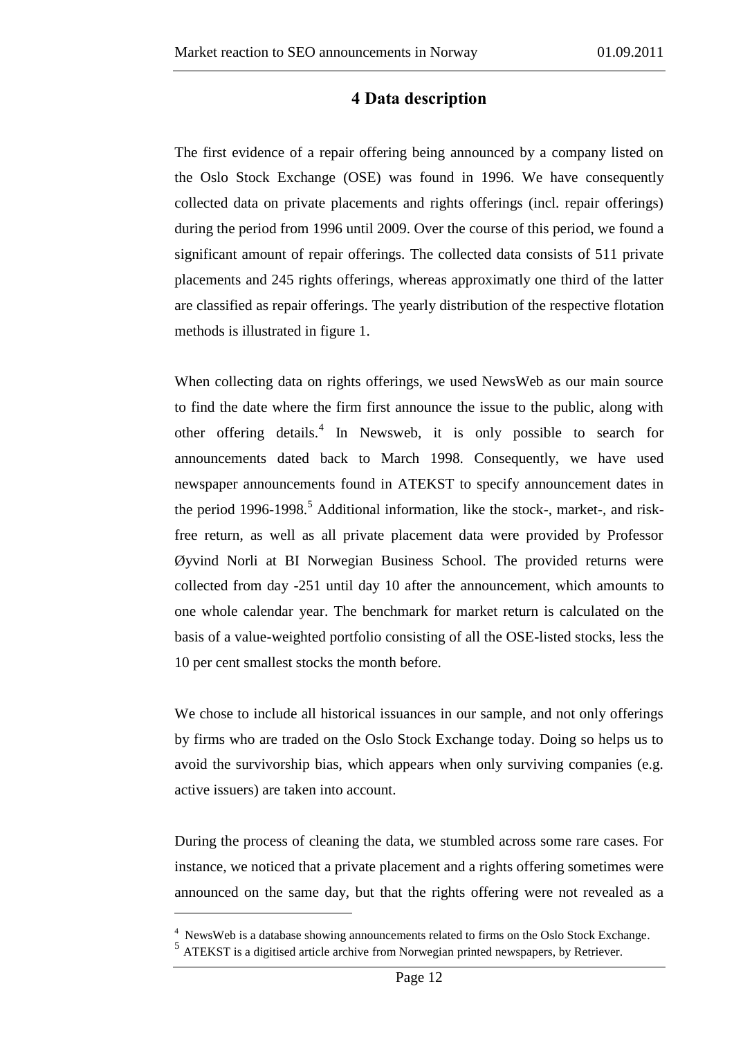# 4 Data description

The first evidence of a repair offering being announced by a company listed on the Oslo Stock Exchange (OSE) was found in 1996. We have consequently collected data on private placements and rights offerings (incl. repair offerings) during the period from 1996 until 2009. Over the course of this period, we found a significant amount of repair offerings. The collected data consists of 511 private placements and 245 rights offerings, whereas approximatly one third of the latter are classified as repair offerings. The yearly distribution of the respective flotation methods is illustrated in figure 1.

When collecting data on rights offerings, we used NewsWeb as our main source to find the date where the firm first announce the issue to the public, along with other offering details.[4] In Newsweb, it is only possible to search for announcements dated back to March 1998. Consequently, we have used newspaper announcements found in ATEKST to specify announcement dates in the period 1996-1998.[5] Additional information, like the stock-, market-, and risk-free return, as well as all private placement data were provided by Professor Øyvind Norli at BI Norwegian Business School. The provided returns were collected from day -251 until day 10 after the announcement, which amounts to one whole calendar year. The benchmark for market return is calculated on the basis of a value-weighted portfolio consisting of all the OSE-listed stocks, less the 10 per cent smallest stocks the month before.

We chose to include all historical issuances in our sample, and not only offerings by firms who are traded on the Oslo Stock Exchange today. Doing so helps us to avoid the survivorship bias, which appears when only surviving companies (e.g. active issuers) are taken into account.

During the process of cleaning the data, we stumbled across some rare cases. For instance, we noticed that a private placement and a rights offering sometimes were announced on the same day, but that the rights offering were not revealed as a

---

[4] NewsWeb is a database showing announcements related to firms on the Oslo Stock Exchange.

[5] ATEKST is a digitised article archive from Norwegian printed newspapers, by Retriever.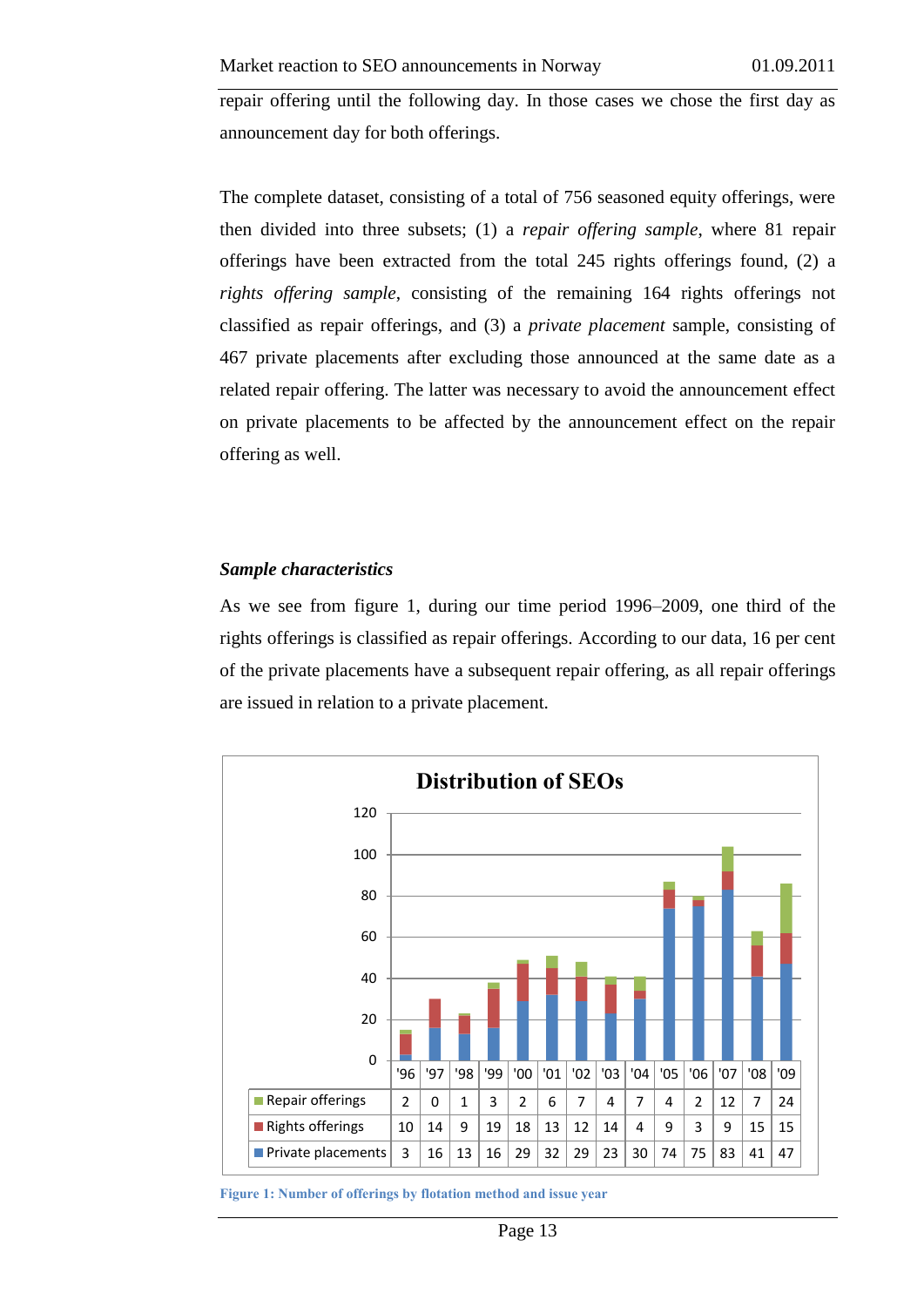repair offering until the following day. In those cases we chose the first day as announcement day for both offerings.

The complete dataset, consisting of a total of 756 seasoned equity offerings, were then divided into three subsets; (1) a *repair offering sample*, where 81 repair offerings have been extracted from the total 245 rights offerings found, (2) a *rights offering sample*, consisting of the remaining 164 rights offerings not classified as repair offerings, and (3) a *private placement* sample, consisting of 467 private placements after excluding those announced at the same date as a related repair offering. The latter was necessary to avoid the announcement effect on private placements to be affected by the announcement effect on the repair offering as well.

### *Sample characteristics*

As we see from figure 1, during our time period 1996–2009, one third of the rights offerings is classified as repair offerings. According to our data, 16 per cent of the private placements have a subsequent repair offering, as all repair offerings are issued in relation to a private placement.

**Distribution of SEOs**

| | '96 | '97 | '98 | '99 | '00 | '01 | '02 | '03 | '04 | '05 | '06 | '07 | '08 | '09 |
|---|---|---|---|---|---|---|---|---|---|---|---|---|---|---|
| Repair offerings | 2 | 0 | 1 | 3 | 2 | 6 | 7 | 4 | 7 | 4 | 2 | 12 | 7 | 24 |
| Rights offerings | 10 | 14 | 9 | 19 | 18 | 13 | 12 | 14 | 4 | 9 | 3 | 9 | 15 | 15 |
| Private placements | 3 | 16 | 13 | 16 | 29 | 32 | 29 | 23 | 30 | 74 | 75 | 83 | 41 | 47 |

Figure 1: Number of offerings by flotation method and issue year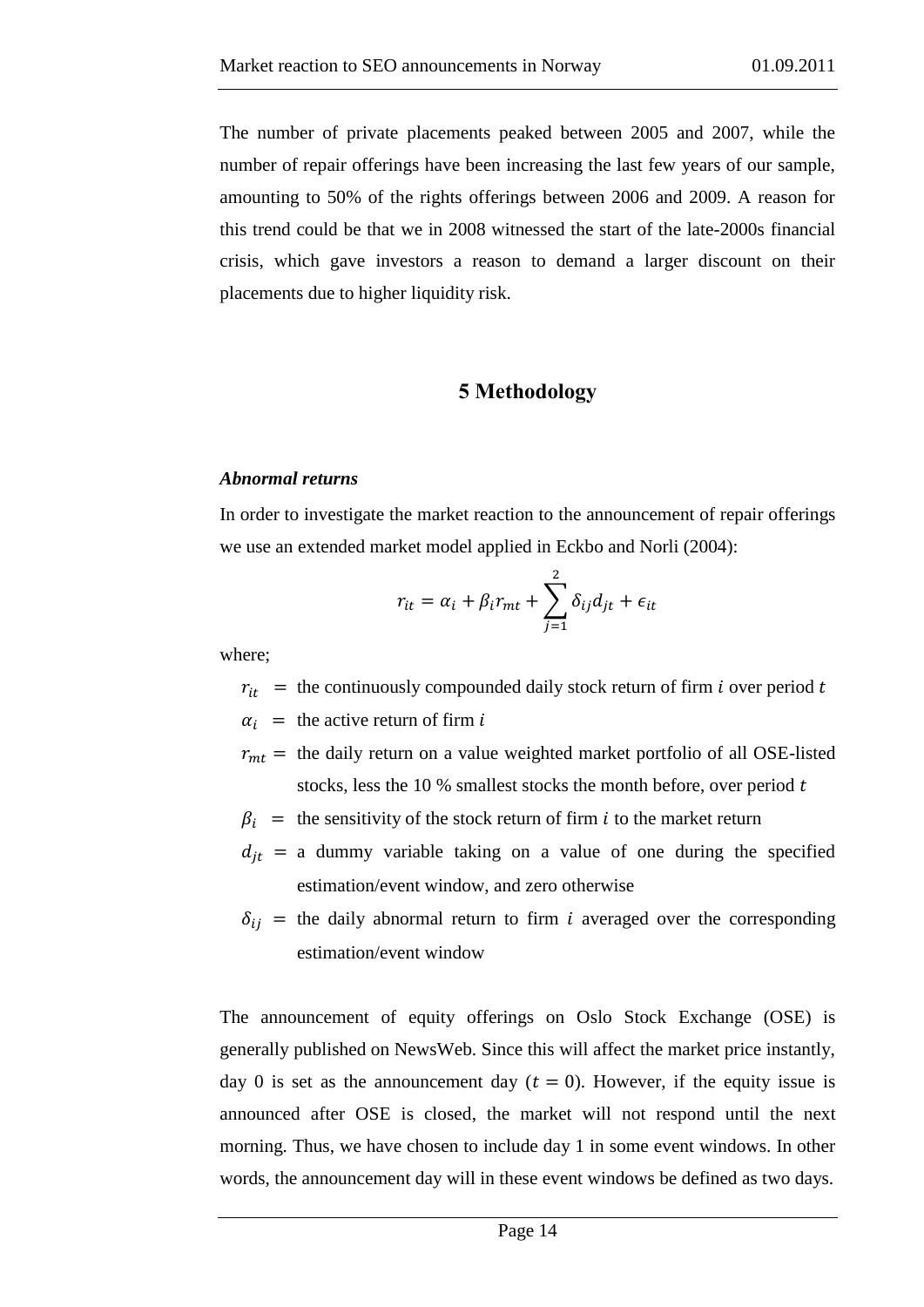The number of private placements peaked between 2005 and 2007, while the number of repair offerings have been increasing the last few years of our sample, amounting to 50% of the rights offerings between 2006 and 2009. A reason for this trend could be that we in 2008 witnessed the start of the late-2000s financial crisis, which gave investors a reason to demand a larger discount on their placements due to higher liquidity risk.

# 5 Methodology

***Abnormal returns***

In order to investigate the market reaction to the announcement of repair offerings we use an extended market model applied in Eckbo and Norli (2004):

$$r_{it} = \alpha_i + \beta_i r_{mt} + \sum_{j=1}^{2} \delta_{ij} d_{jt} + \epsilon_{it}$$

where;

- $r_{it}$ = the continuously compounded daily stock return of firm $i$ over period $t$
- $\alpha_i$ = the active return of firm $i$
- $r_{mt}$ = the daily return on a value weighted market portfolio of all OSE-listed stocks, less the 10 % smallest stocks the month before, over period $t$
- $\beta_i$ = the sensitivity of the stock return of firm $i$ to the market return
- $d_{jt}$ = a dummy variable taking on a value of one during the specified estimation/event window, and zero otherwise
- $\delta_{ij}$ = the daily abnormal return to firm $i$ averaged over the corresponding estimation/event window

The announcement of equity offerings on Oslo Stock Exchange (OSE) is generally published on NewsWeb. Since this will affect the market price instantly, day 0 is set as the announcement day ($t = 0$). However, if the equity issue is announced after OSE is closed, the market will not respond until the next morning. Thus, we have chosen to include day 1 in some event windows. In other words, the announcement day will in these event windows be defined as two days.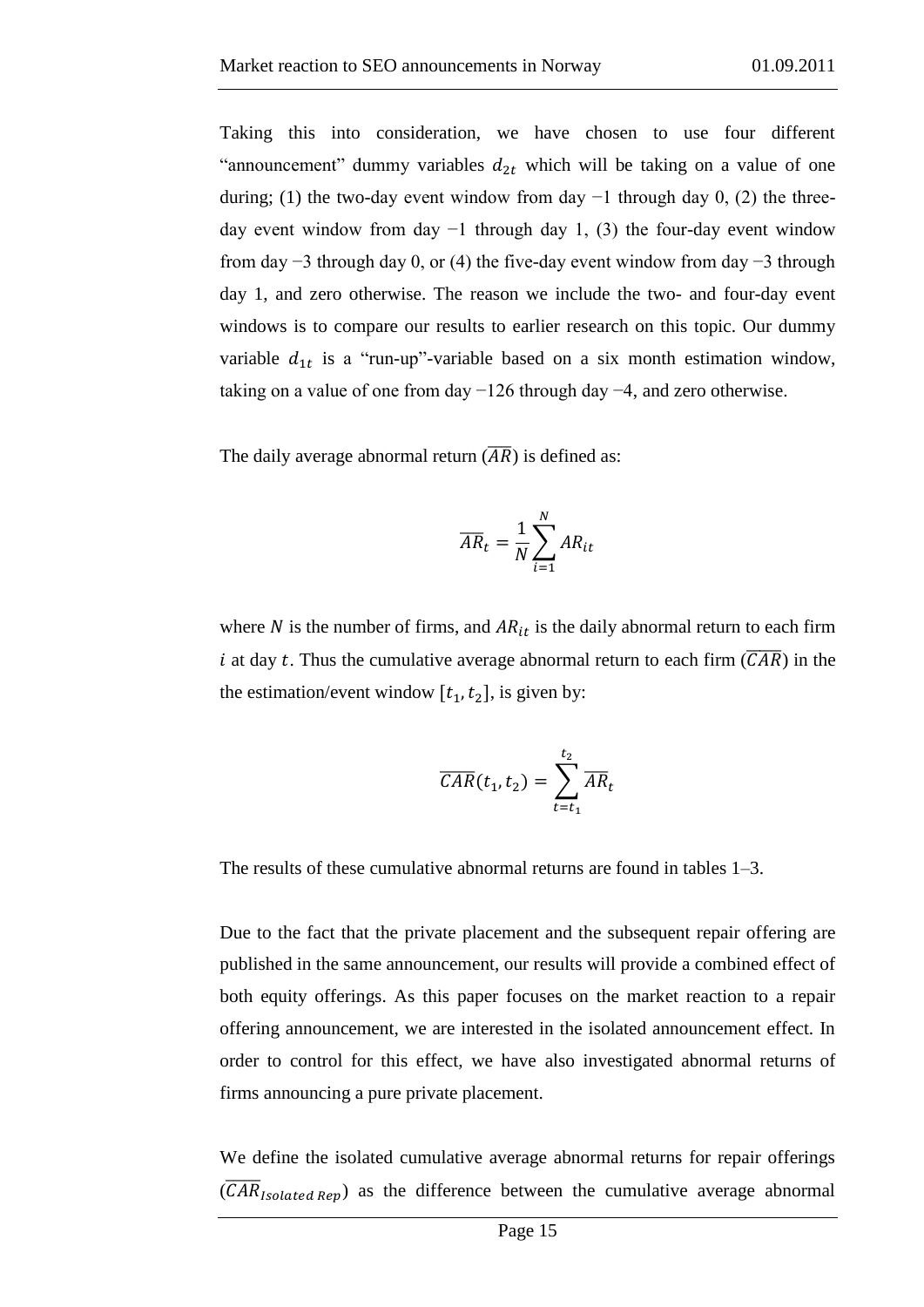Taking this into consideration, we have chosen to use four different "announcement" dummy variables $d_{2t}$ which will be taking on a value of one during; (1) the two-day event window from day −1 through day 0, (2) the three-day event window from day −1 through day 1, (3) the four-day event window from day −3 through day 0, or (4) the five-day event window from day −3 through day 1, and zero otherwise. The reason we include the two- and four-day event windows is to compare our results to earlier research on this topic. Our dummy variable $d_{1t}$ is a "run-up"-variable based on a six month estimation window, taking on a value of one from day −126 through day −4, and zero otherwise.

The daily average abnormal return ($\overline{AR}$) is defined as:

$$\overline{AR}_t = \frac{1}{N}\sum_{i=1}^{N} AR_{it}$$

where $N$ is the number of firms, and $AR_{it}$ is the daily abnormal return to each firm $i$ at day $t$. Thus the cumulative average abnormal return to each firm ($\overline{CAR}$) in the the estimation/event window $[t_1, t_2]$, is given by:

$$\overline{CAR}(t_1, t_2) = \sum_{t=t_1}^{t_2} \overline{AR}_t$$

The results of these cumulative abnormal returns are found in tables 1–3.

Due to the fact that the private placement and the subsequent repair offering are published in the same announcement, our results will provide a combined effect of both equity offerings. As this paper focuses on the market reaction to a repair offering announcement, we are interested in the isolated announcement effect. In order to control for this effect, we have also investigated abnormal returns of firms announcing a pure private placement.

We define the isolated cumulative average abnormal returns for repair offerings ($\overline{CAR}_{Isolated\ Rep}$) as the difference between the cumulative average abnormal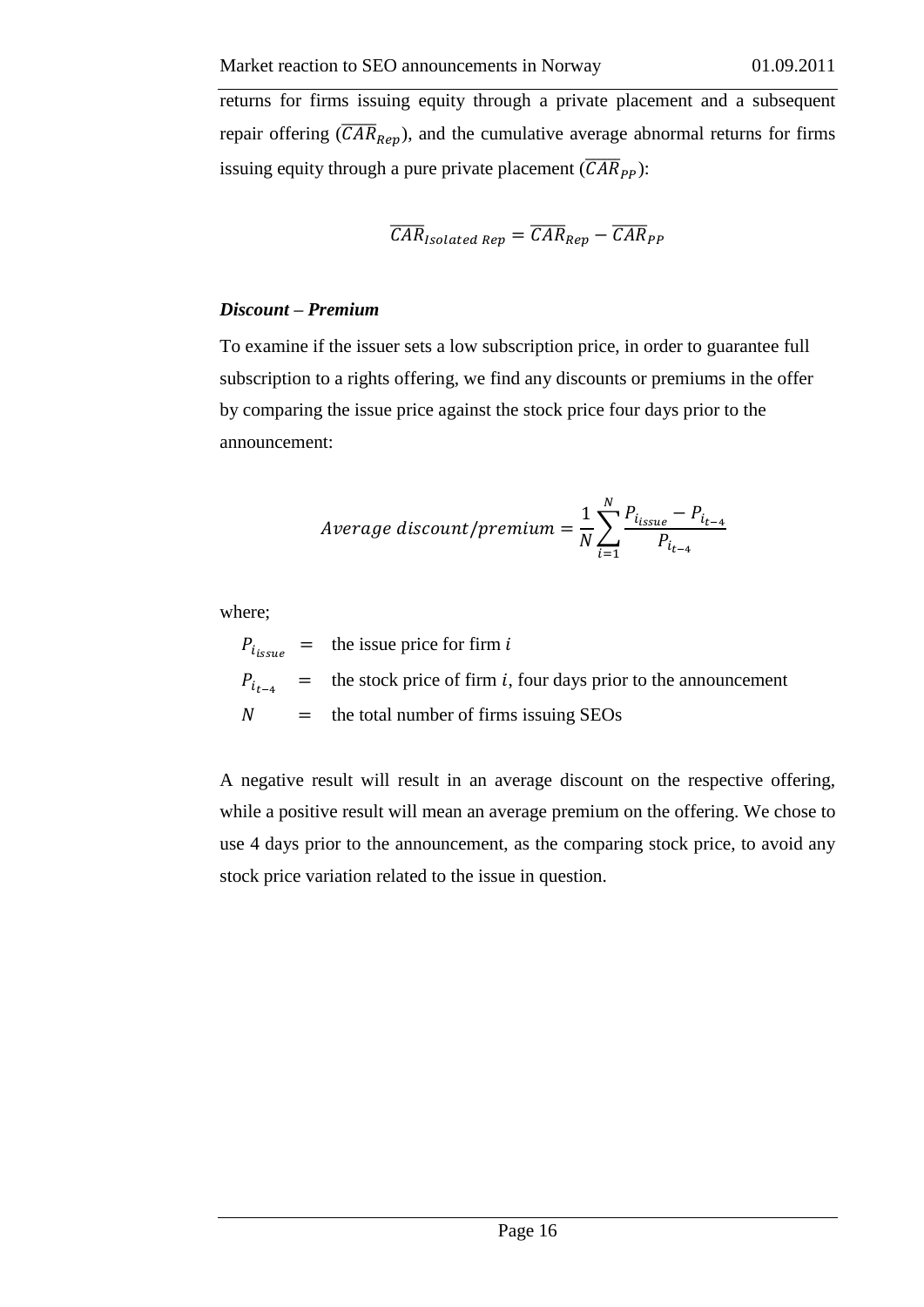returns for firms issuing equity through a private placement and a subsequent repair offering ($\overline{CAR}_{Rep}$), and the cumulative average abnormal returns for firms issuing equity through a pure private placement ($\overline{CAR}_{PP}$):

$$\overline{CAR}_{Isolated\ Rep} = \overline{CAR}_{Rep} - \overline{CAR}_{PP}$$

***Discount – Premium***

To examine if the issuer sets a low subscription price, in order to guarantee full subscription to a rights offering, we find any discounts or premiums in the offer by comparing the issue price against the stock price four days prior to the announcement:

$$Average\ discount/premium = \frac{1}{N}\sum_{i=1}^{N}\frac{P_{i_{issue}} - P_{i_{t-4}}}{P_{i_{t-4}}}$$

where;

$P_{i_{issue}}$ = the issue price for firm $i$

$P_{i_{t-4}}$ = the stock price of firm $i$, four days prior to the announcement

$N$ = the total number of firms issuing SEOs

A negative result will result in an average discount on the respective offering, while a positive result will mean an average premium on the offering. We chose to use 4 days prior to the announcement, as the comparing stock price, to avoid any stock price variation related to the issue in question.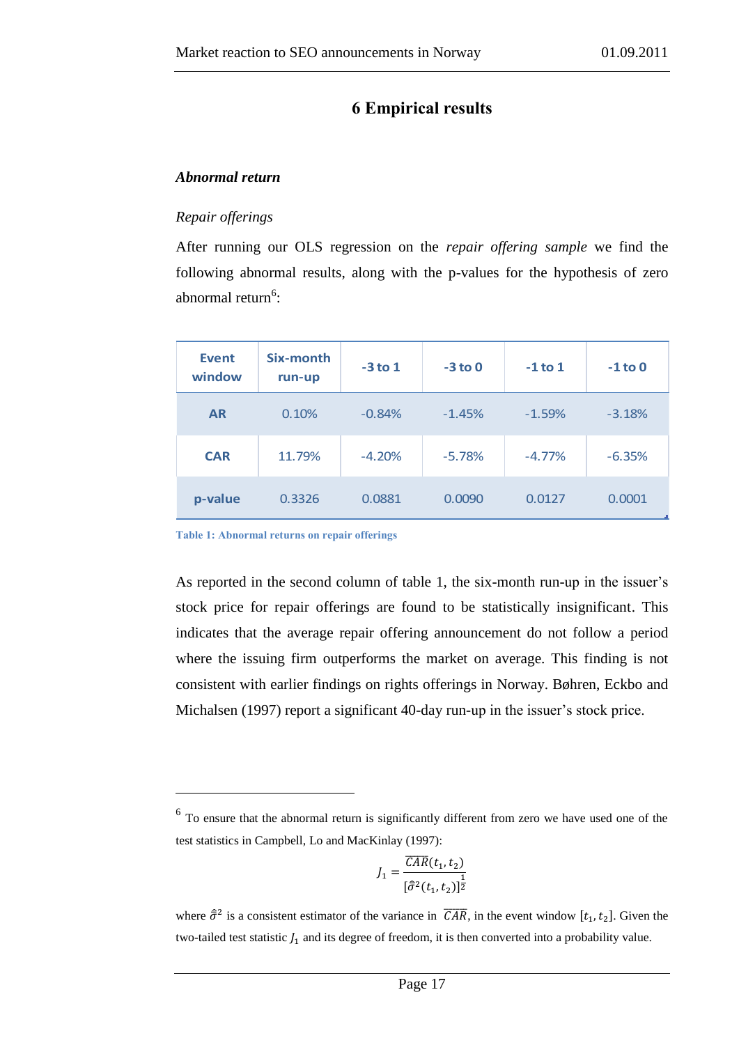# 6 Empirical results

### *Abnormal return*

*Repair offerings*

After running our OLS regression on the *repair offering sample* we find the following abnormal results, along with the p-values for the hypothesis of zero abnormal return[6]:

| Event window | Six-month run-up | -3 to 1 | -3 to 0 | -1 to 1 | -1 to 0 |
|---|---|---|---|---|---|
| **AR** | 0.10% | -0.84% | -1.45% | -1.59% | -3.18% |
| **CAR** | 11.79% | -4.20% | -5.78% | -4.77% | -6.35% |
| **p-value** | 0.3326 | 0.0881 | 0.0090 | 0.0127 | 0.0001 |

**Table 1: Abnormal returns on repair offerings**

As reported in the second column of table 1, the six-month run-up in the issuer's stock price for repair offerings are found to be statistically insignificant. This indicates that the average repair offering announcement do not follow a period where the issuing firm outperforms the market on average. This finding is not consistent with earlier findings on rights offerings in Norway. Bøhren, Eckbo and Michalsen (1997) report a significant 40-day run-up in the issuer's stock price.

---

[6] To ensure that the abnormal return is significantly different from zero we have used one of the test statistics in Campbell, Lo and MacKinlay (1997):

$$J_1 = \frac{\overline{CAR}(t_1, t_2)}{[\hat{\bar{\sigma}}^2(t_1, t_2)]^{\frac{1}{2}}}$$

where $\hat{\bar{\sigma}}^2$ is a consistent estimator of the variance in $\overline{CAR}$, in the event window $[t_1, t_2]$. Given the two-tailed test statistic $J_1$ and its degree of freedom, it is then converted into a probability value.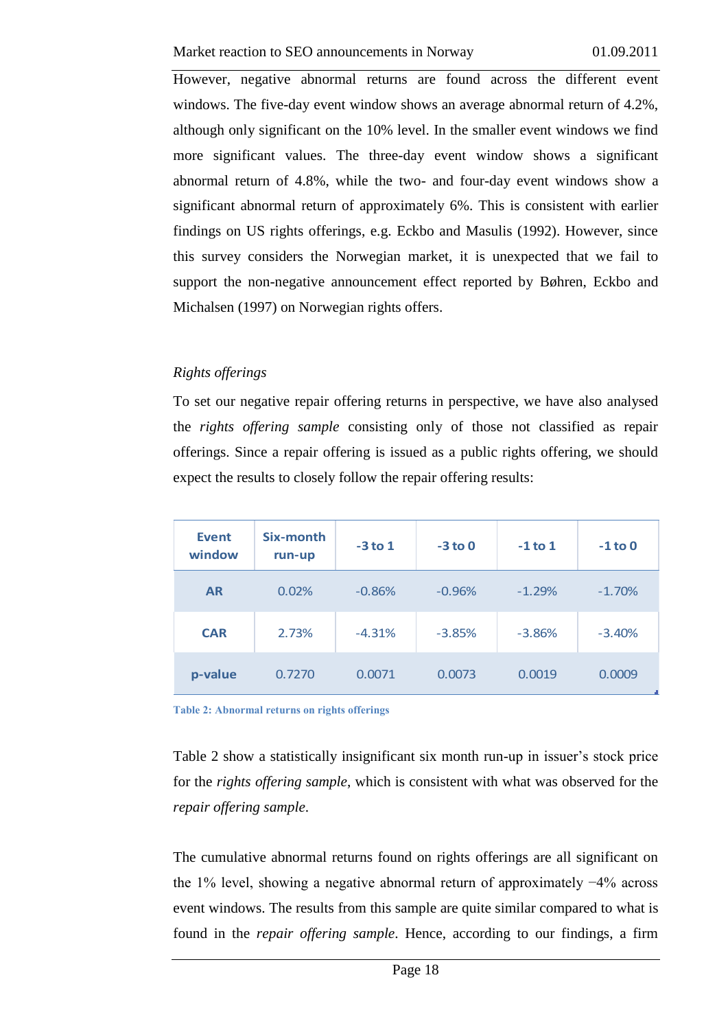However, negative abnormal returns are found across the different event windows. The five-day event window shows an average abnormal return of 4.2%, although only significant on the 10% level. In the smaller event windows we find more significant values. The three-day event window shows a significant abnormal return of 4.8%, while the two- and four-day event windows show a significant abnormal return of approximately 6%. This is consistent with earlier findings on US rights offerings, e.g. Eckbo and Masulis (1992). However, since this survey considers the Norwegian market, it is unexpected that we fail to support the non-negative announcement effect reported by Bøhren, Eckbo and Michalsen (1997) on Norwegian rights offers.

*Rights offerings*

To set our negative repair offering returns in perspective, we have also analysed the *rights offering sample* consisting only of those not classified as repair offerings. Since a repair offering is issued as a public rights offering, we should expect the results to closely follow the repair offering results:

| Event window | Six-month run-up | -3 to 1 | -3 to 0 | -1 to 1 | -1 to 0 |
|---|---|---|---|---|---|
| **AR** | 0.02% | -0.86% | -0.96% | -1.29% | -1.70% |
| **CAR** | 2.73% | -4.31% | -3.85% | -3.86% | -3.40% |
| **p-value** | 0.7270 | 0.0071 | 0.0073 | 0.0019 | 0.0009 |

**Table 2: Abnormal returns on rights offerings**

Table 2 show a statistically insignificant six month run-up in issuer's stock price for the *rights offering sample*, which is consistent with what was observed for the *repair offering sample*.

The cumulative abnormal returns found on rights offerings are all significant on the 1% level, showing a negative abnormal return of approximately −4% across event windows. The results from this sample are quite similar compared to what is found in the *repair offering sample*. Hence, according to our findings, a firm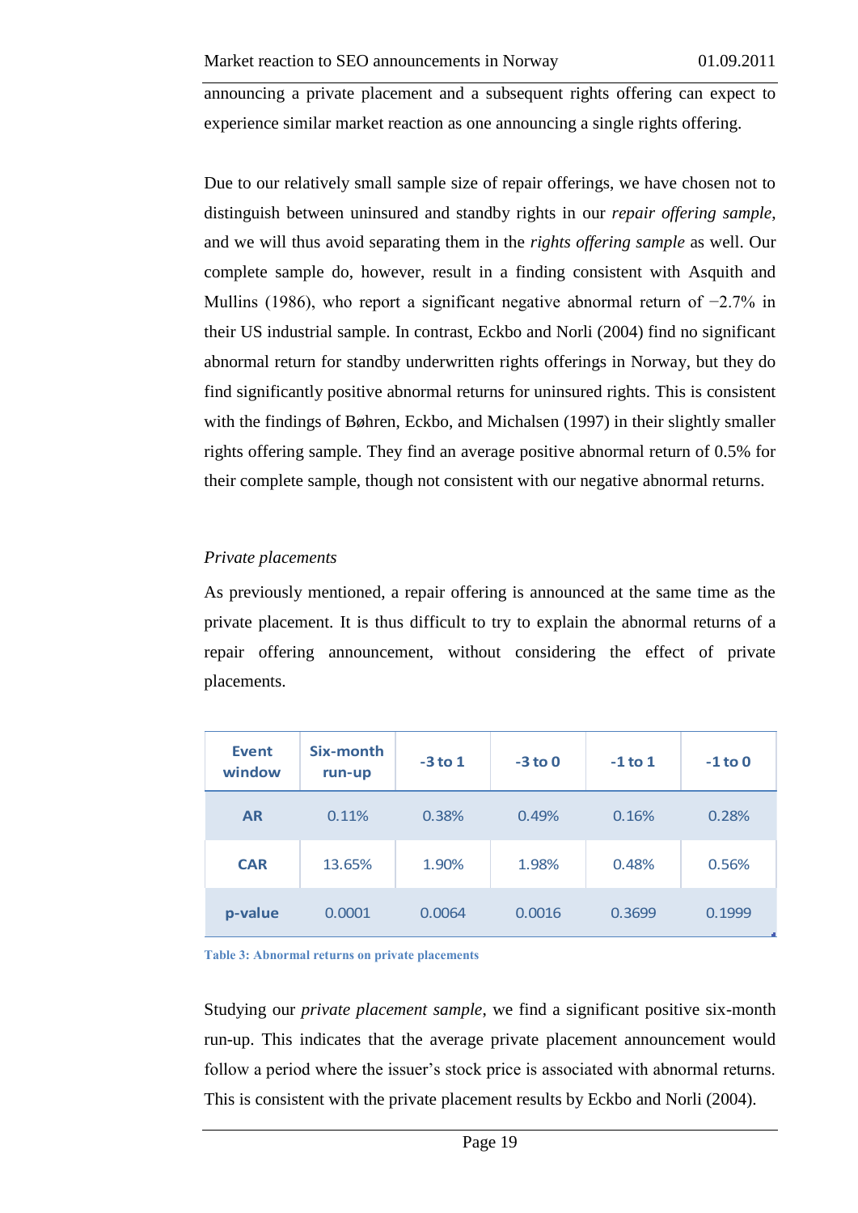announcing a private placement and a subsequent rights offering can expect to experience similar market reaction as one announcing a single rights offering.

Due to our relatively small sample size of repair offerings, we have chosen not to distinguish between uninsured and standby rights in our *repair offering sample*, and we will thus avoid separating them in the *rights offering sample* as well. Our complete sample do, however, result in a finding consistent with Asquith and Mullins (1986), who report a significant negative abnormal return of −2.7% in their US industrial sample. In contrast, Eckbo and Norli (2004) find no significant abnormal return for standby underwritten rights offerings in Norway, but they do find significantly positive abnormal returns for uninsured rights. This is consistent with the findings of Bøhren, Eckbo, and Michalsen (1997) in their slightly smaller rights offering sample. They find an average positive abnormal return of 0.5% for their complete sample, though not consistent with our negative abnormal returns.

*Private placements*

As previously mentioned, a repair offering is announced at the same time as the private placement. It is thus difficult to try to explain the abnormal returns of a repair offering announcement, without considering the effect of private placements.

| Event window | Six-month run-up | -3 to 1 | -3 to 0 | -1 to 1 | -1 to 0 |
|---|---|---|---|---|---|
| AR | 0.11% | 0.38% | 0.49% | 0.16% | 0.28% |
| CAR | 13.65% | 1.90% | 1.98% | 0.48% | 0.56% |
| p-value | 0.0001 | 0.0064 | 0.0016 | 0.3699 | 0.1999 |

Table 3: Abnormal returns on private placements

Studying our *private placement sample*, we find a significant positive six-month run-up. This indicates that the average private placement announcement would follow a period where the issuer's stock price is associated with abnormal returns. This is consistent with the private placement results by Eckbo and Norli (2004).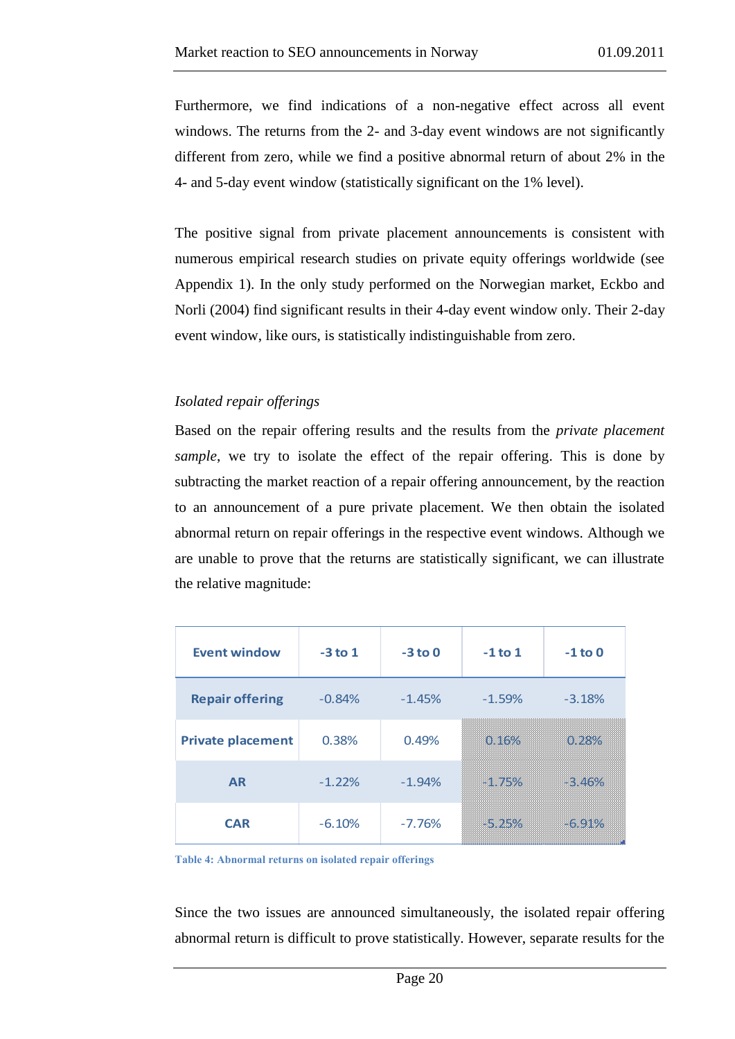Furthermore, we find indications of a non-negative effect across all event windows. The returns from the 2- and 3-day event windows are not significantly different from zero, while we find a positive abnormal return of about 2% in the 4- and 5-day event window (statistically significant on the 1% level).

The positive signal from private placement announcements is consistent with numerous empirical research studies on private equity offerings worldwide (see Appendix 1). In the only study performed on the Norwegian market, Eckbo and Norli (2004) find significant results in their 4-day event window only. Their 2-day event window, like ours, is statistically indistinguishable from zero.

*Isolated repair offerings*

Based on the repair offering results and the results from the *private placement sample*, we try to isolate the effect of the repair offering. This is done by subtracting the market reaction of a repair offering announcement, by the reaction to an announcement of a pure private placement. We then obtain the isolated abnormal return on repair offerings in the respective event windows. Although we are unable to prove that the returns are statistically significant, we can illustrate the relative magnitude:

| Event window | -3 to 1 | -3 to 0 | -1 to 1 | -1 to 0 |
|---|---|---|---|---|
| Repair offering | -0.84% | -1.45% | -1.59% | -3.18% |
| Private placement | 0.38% | 0.49% | 0.16% | 0.28% |
| AR | -1.22% | -1.94% | -1.75% | -3.46% |
| CAR | -6.10% | -7.76% | -5.25% | -6.91% |

**Table 4: Abnormal returns on isolated repair offerings**

Since the two issues are announced simultaneously, the isolated repair offering abnormal return is difficult to prove statistically. However, separate results for the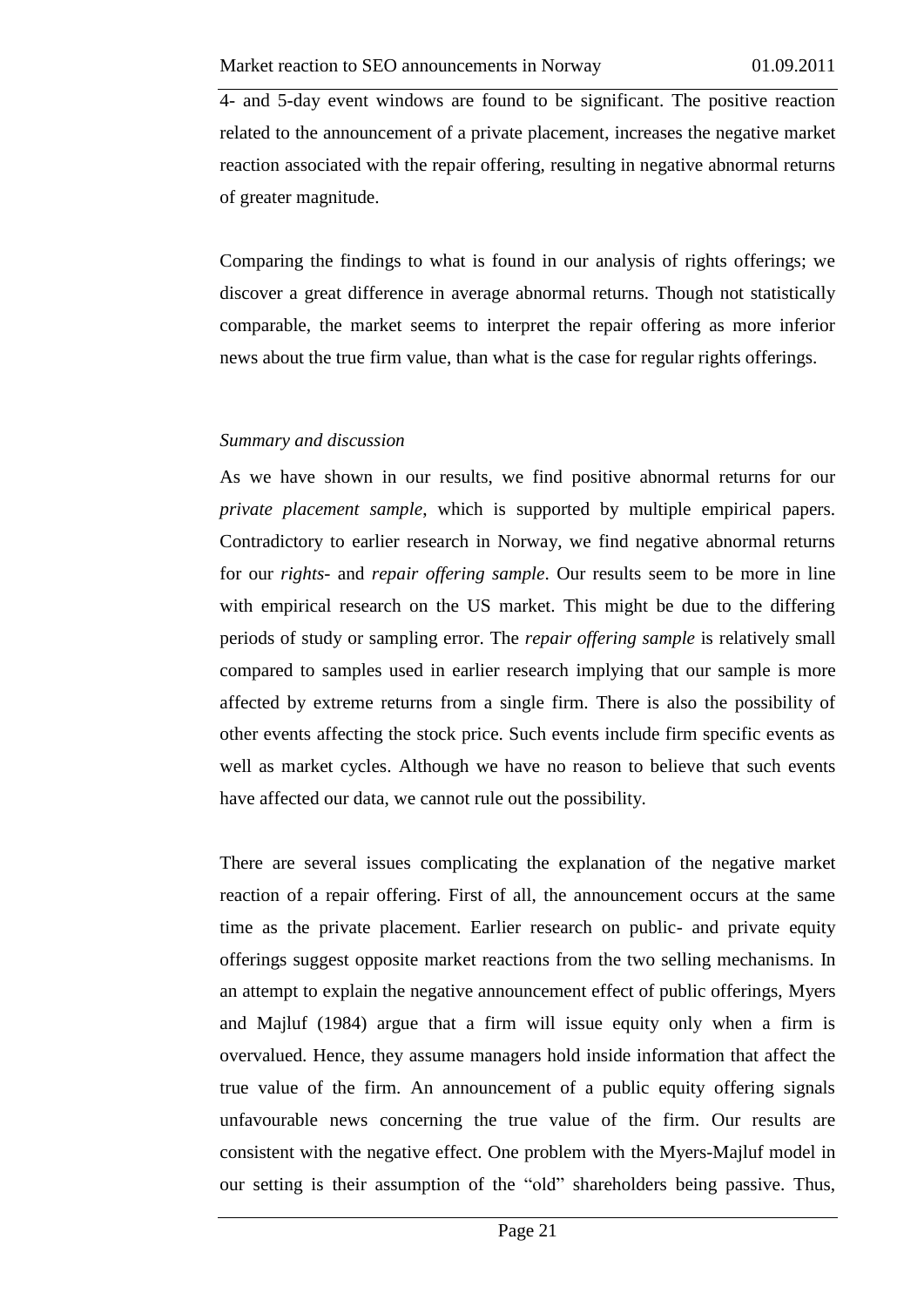4- and 5-day event windows are found to be significant. The positive reaction related to the announcement of a private placement, increases the negative market reaction associated with the repair offering, resulting in negative abnormal returns of greater magnitude.

Comparing the findings to what is found in our analysis of rights offerings; we discover a great difference in average abnormal returns. Though not statistically comparable, the market seems to interpret the repair offering as more inferior news about the true firm value, than what is the case for regular rights offerings.

*Summary and discussion*

As we have shown in our results, we find positive abnormal returns for our *private placement sample,* which is supported by multiple empirical papers. Contradictory to earlier research in Norway, we find negative abnormal returns for our *rights-* and *repair offering sample*. Our results seem to be more in line with empirical research on the US market. This might be due to the differing periods of study or sampling error. The *repair offering sample* is relatively small compared to samples used in earlier research implying that our sample is more affected by extreme returns from a single firm. There is also the possibility of other events affecting the stock price. Such events include firm specific events as well as market cycles. Although we have no reason to believe that such events have affected our data, we cannot rule out the possibility.

There are several issues complicating the explanation of the negative market reaction of a repair offering. First of all, the announcement occurs at the same time as the private placement. Earlier research on public- and private equity offerings suggest opposite market reactions from the two selling mechanisms. In an attempt to explain the negative announcement effect of public offerings, Myers and Majluf (1984) argue that a firm will issue equity only when a firm is overvalued. Hence, they assume managers hold inside information that affect the true value of the firm. An announcement of a public equity offering signals unfavourable news concerning the true value of the firm. Our results are consistent with the negative effect. One problem with the Myers-Majluf model in our setting is their assumption of the "old" shareholders being passive. Thus,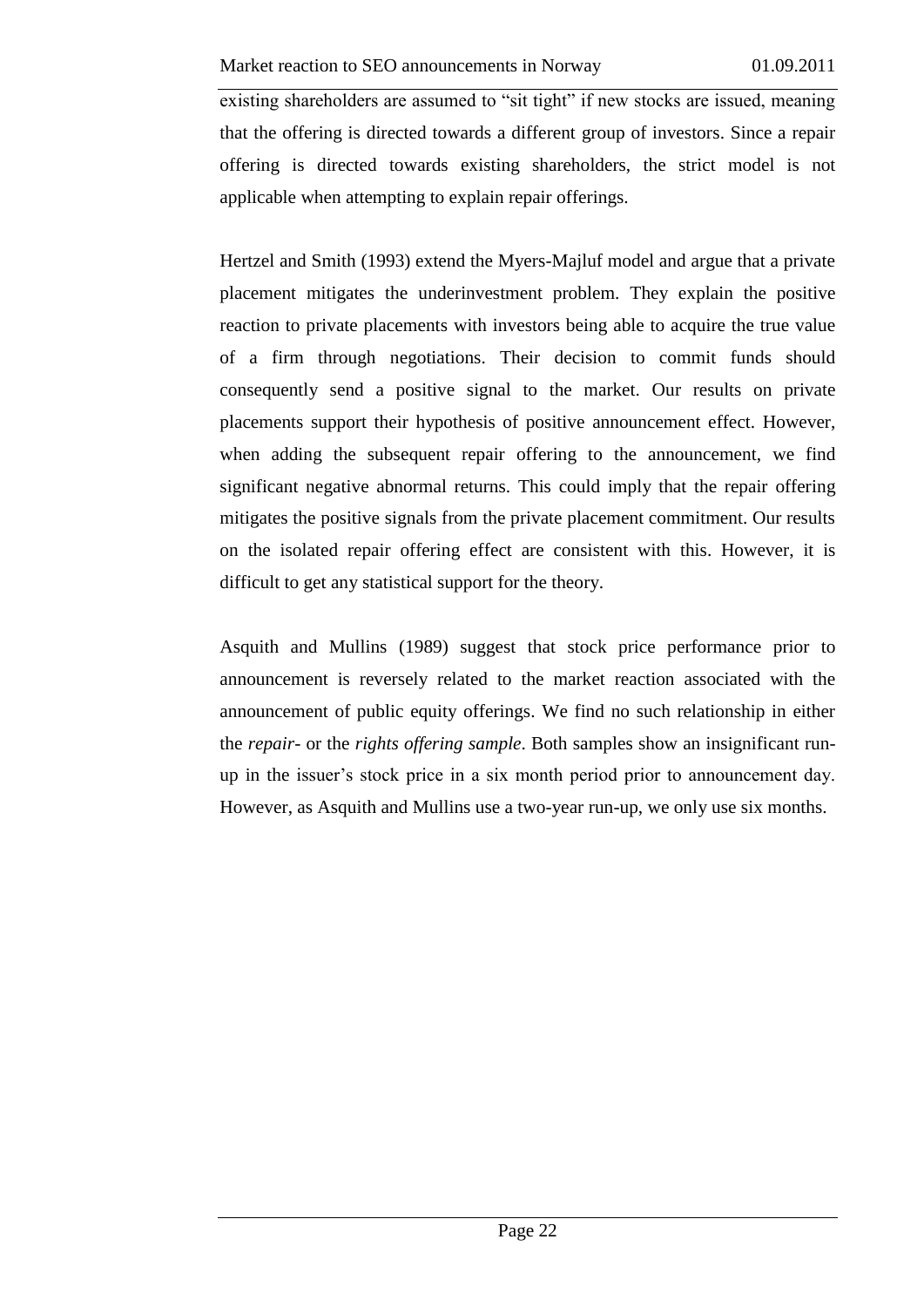existing shareholders are assumed to "sit tight" if new stocks are issued, meaning that the offering is directed towards a different group of investors. Since a repair offering is directed towards existing shareholders, the strict model is not applicable when attempting to explain repair offerings.

Hertzel and Smith (1993) extend the Myers-Majluf model and argue that a private placement mitigates the underinvestment problem. They explain the positive reaction to private placements with investors being able to acquire the true value of a firm through negotiations. Their decision to commit funds should consequently send a positive signal to the market. Our results on private placements support their hypothesis of positive announcement effect. However, when adding the subsequent repair offering to the announcement, we find significant negative abnormal returns. This could imply that the repair offering mitigates the positive signals from the private placement commitment. Our results on the isolated repair offering effect are consistent with this. However, it is difficult to get any statistical support for the theory.

Asquith and Mullins (1989) suggest that stock price performance prior to announcement is reversely related to the market reaction associated with the announcement of public equity offerings. We find no such relationship in either the *repair*- or the *rights offering sample*. Both samples show an insignificant run-up in the issuer's stock price in a six month period prior to announcement day. However, as Asquith and Mullins use a two-year run-up, we only use six months.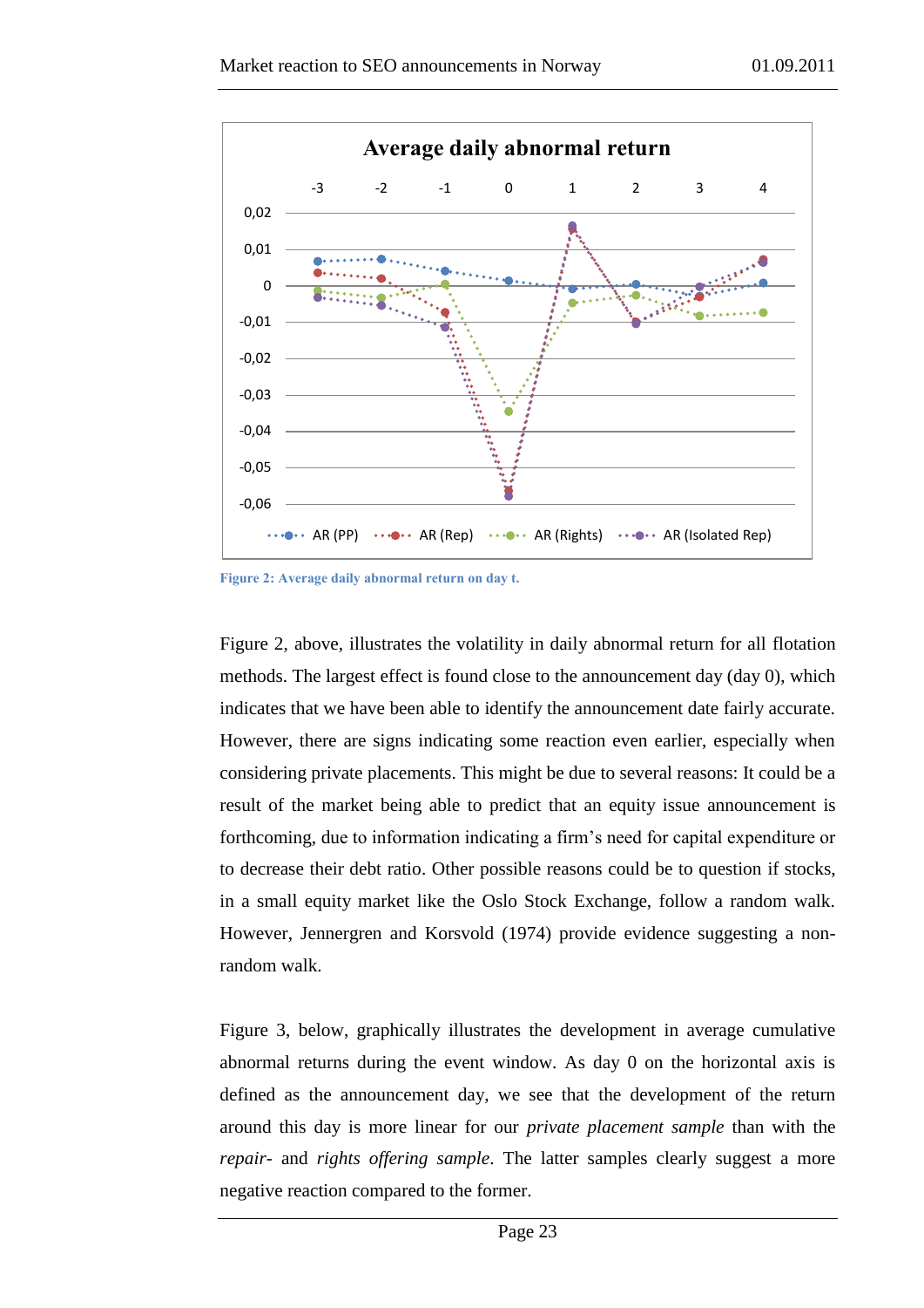Figure 2: Average daily abnormal return on day t.

Figure 2, above, illustrates the volatility in daily abnormal return for all flotation methods. The largest effect is found close to the announcement day (day 0), which indicates that we have been able to identify the announcement date fairly accurate. However, there are signs indicating some reaction even earlier, especially when considering private placements. This might be due to several reasons: It could be a result of the market being able to predict that an equity issue announcement is forthcoming, due to information indicating a firm's need for capital expenditure or to decrease their debt ratio. Other possible reasons could be to question if stocks, in a small equity market like the Oslo Stock Exchange, follow a random walk. However, Jennergren and Korsvold (1974) provide evidence suggesting a non-random walk.

Figure 3, below, graphically illustrates the development in average cumulative abnormal returns during the event window. As day 0 on the horizontal axis is defined as the announcement day, we see that the development of the return around this day is more linear for our *private placement sample* than with the *repair*- and *rights offering sample*. The latter samples clearly suggest a more negative reaction compared to the former.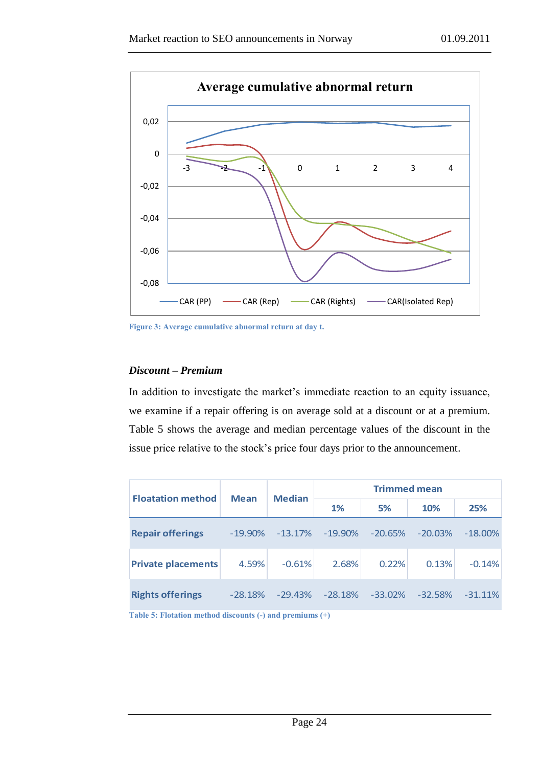Figure 3: Average cumulative abnormal return at day t.

### *Discount – Premium*

In addition to investigate the market's immediate reaction to an equity issuance, we examine if a repair offering is on average sold at a discount or at a premium. Table 5 shows the average and median percentage values of the discount in the issue price relative to the stock's price four days prior to the announcement.

| Floatation method | Mean | Median | Trimmed mean | | | |
|---|---|---|---|---|---|---|
| | | | 1% | 5% | 10% | 25% |
| **Repair offerings** | -19.90% | -13.17% | -19.90% | -20.65% | -20.03% | -18.00% |
| **Private placements** | 4.59% | -0.61% | 2.68% | 0.22% | 0.13% | -0.14% |
| **Rights offerings** | -28.18% | -29.43% | -28.18% | -33.02% | -32.58% | -31.11% |

Table 5: Flotation method discounts (-) and premiums (+)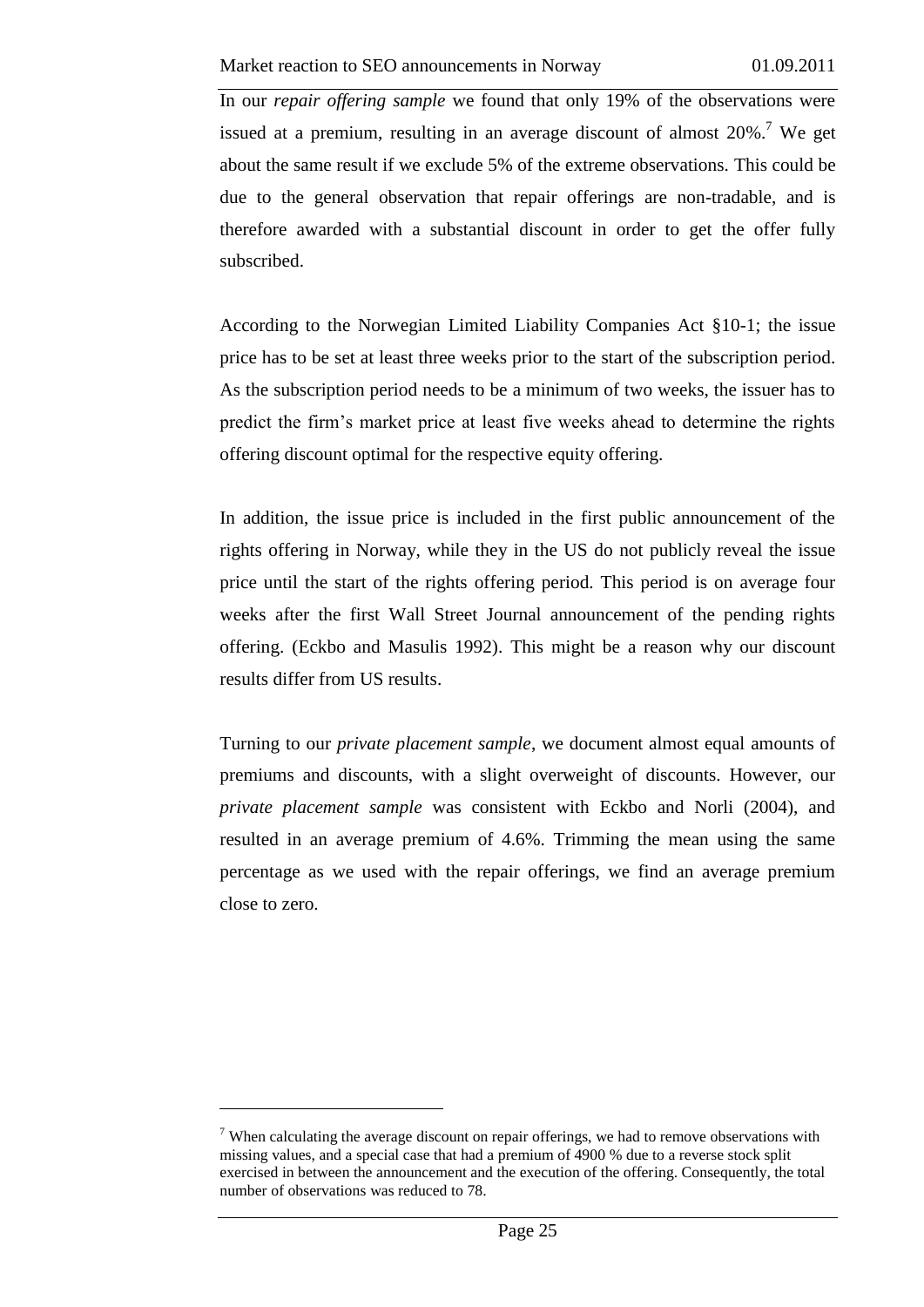In our *repair offering sample* we found that only 19% of the observations were issued at a premium, resulting in an average discount of almost 20%.[7] We get about the same result if we exclude 5% of the extreme observations. This could be due to the general observation that repair offerings are non-tradable, and is therefore awarded with a substantial discount in order to get the offer fully subscribed.

According to the Norwegian Limited Liability Companies Act §10-1; the issue price has to be set at least three weeks prior to the start of the subscription period. As the subscription period needs to be a minimum of two weeks, the issuer has to predict the firm's market price at least five weeks ahead to determine the rights offering discount optimal for the respective equity offering.

In addition, the issue price is included in the first public announcement of the rights offering in Norway, while they in the US do not publicly reveal the issue price until the start of the rights offering period. This period is on average four weeks after the first Wall Street Journal announcement of the pending rights offering. (Eckbo and Masulis 1992). This might be a reason why our discount results differ from US results.

Turning to our *private placement sample*, we document almost equal amounts of premiums and discounts, with a slight overweight of discounts. However, our *private placement sample* was consistent with Eckbo and Norli (2004), and resulted in an average premium of 4.6%. Trimming the mean using the same percentage as we used with the repair offerings, we find an average premium close to zero.

[7] When calculating the average discount on repair offerings, we had to remove observations with missing values, and a special case that had a premium of 4900 % due to a reverse stock split exercised in between the announcement and the execution of the offering. Consequently, the total number of observations was reduced to 78.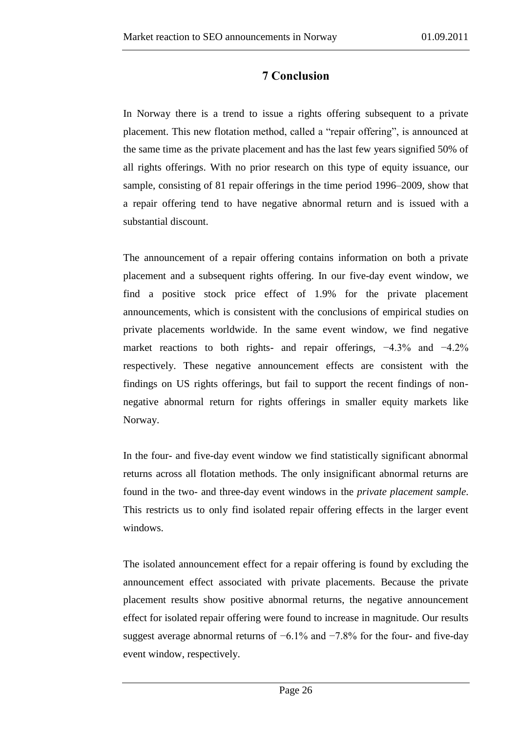# 7 Conclusion

In Norway there is a trend to issue a rights offering subsequent to a private placement. This new flotation method, called a "repair offering", is announced at the same time as the private placement and has the last few years signified 50% of all rights offerings. With no prior research on this type of equity issuance, our sample, consisting of 81 repair offerings in the time period 1996–2009, show that a repair offering tend to have negative abnormal return and is issued with a substantial discount.

The announcement of a repair offering contains information on both a private placement and a subsequent rights offering. In our five-day event window, we find a positive stock price effect of 1.9% for the private placement announcements, which is consistent with the conclusions of empirical studies on private placements worldwide. In the same event window, we find negative market reactions to both rights- and repair offerings, −4.3% and −4.2% respectively. These negative announcement effects are consistent with the findings on US rights offerings, but fail to support the recent findings of non-negative abnormal return for rights offerings in smaller equity markets like Norway.

In the four- and five-day event window we find statistically significant abnormal returns across all flotation methods. The only insignificant abnormal returns are found in the two- and three-day event windows in the *private placement sample*. This restricts us to only find isolated repair offering effects in the larger event windows.

The isolated announcement effect for a repair offering is found by excluding the announcement effect associated with private placements. Because the private placement results show positive abnormal returns, the negative announcement effect for isolated repair offering were found to increase in magnitude. Our results suggest average abnormal returns of −6.1% and −7.8% for the four- and five-day event window, respectively.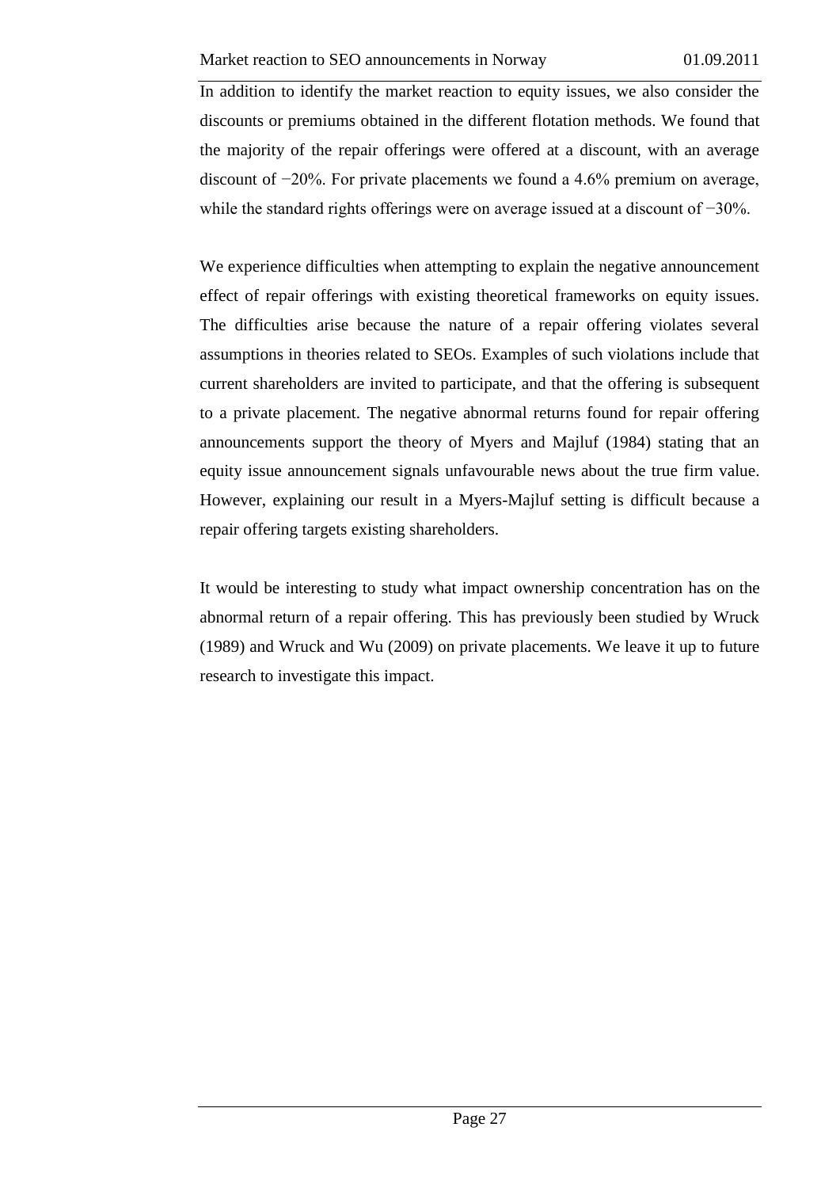In addition to identify the market reaction to equity issues, we also consider the discounts or premiums obtained in the different flotation methods. We found that the majority of the repair offerings were offered at a discount, with an average discount of −20%. For private placements we found a 4.6% premium on average, while the standard rights offerings were on average issued at a discount of −30%.

We experience difficulties when attempting to explain the negative announcement effect of repair offerings with existing theoretical frameworks on equity issues. The difficulties arise because the nature of a repair offering violates several assumptions in theories related to SEOs. Examples of such violations include that current shareholders are invited to participate, and that the offering is subsequent to a private placement. The negative abnormal returns found for repair offering announcements support the theory of Myers and Majluf (1984) stating that an equity issue announcement signals unfavourable news about the true firm value. However, explaining our result in a Myers-Majluf setting is difficult because a repair offering targets existing shareholders.

It would be interesting to study what impact ownership concentration has on the abnormal return of a repair offering. This has previously been studied by Wruck (1989) and Wruck and Wu (2009) on private placements. We leave it up to future research to investigate this impact.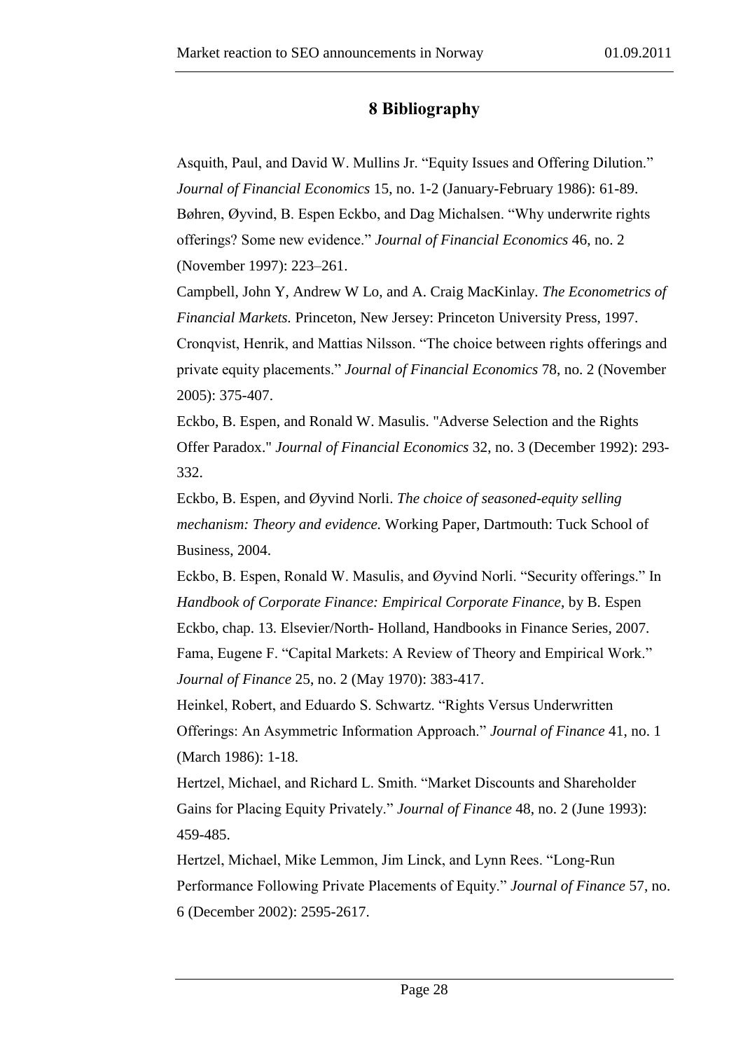# 8 Bibliography

Asquith, Paul, and David W. Mullins Jr. "Equity Issues and Offering Dilution." *Journal of Financial Economics* 15, no. 1-2 (January-February 1986): 61-89.

Bøhren, Øyvind, B. Espen Eckbo, and Dag Michalsen. "Why underwrite rights offerings? Some new evidence." *Journal of Financial Economics* 46, no. 2 (November 1997): 223–261.

Campbell, John Y, Andrew W Lo, and A. Craig MacKinlay. *The Econometrics of Financial Markets.* Princeton, New Jersey: Princeton University Press, 1997.

Cronqvist, Henrik, and Mattias Nilsson. "The choice between rights offerings and private equity placements." *Journal of Financial Economics* 78, no. 2 (November 2005): 375-407.

Eckbo, B. Espen, and Ronald W. Masulis. "Adverse Selection and the Rights Offer Paradox." *Journal of Financial Economics* 32, no. 3 (December 1992): 293-332.

Eckbo, B. Espen, and Øyvind Norli. *The choice of seasoned-equity selling mechanism: Theory and evidence.* Working Paper, Dartmouth: Tuck School of Business, 2004.

Eckbo, B. Espen, Ronald W. Masulis, and Øyvind Norli. "Security offerings." In *Handbook of Corporate Finance: Empirical Corporate Finance*, by B. Espen Eckbo, chap. 13. Elsevier/North- Holland, Handbooks in Finance Series, 2007.

Fama, Eugene F. "Capital Markets: A Review of Theory and Empirical Work." *Journal of Finance* 25, no. 2 (May 1970): 383-417.

Heinkel, Robert, and Eduardo S. Schwartz. "Rights Versus Underwritten Offerings: An Asymmetric Information Approach." *Journal of Finance* 41, no. 1 (March 1986): 1-18.

Hertzel, Michael, and Richard L. Smith. "Market Discounts and Shareholder Gains for Placing Equity Privately." *Journal of Finance* 48, no. 2 (June 1993): 459-485.

Hertzel, Michael, Mike Lemmon, Jim Linck, and Lynn Rees. "Long-Run Performance Following Private Placements of Equity." *Journal of Finance* 57, no. 6 (December 2002): 2595-2617.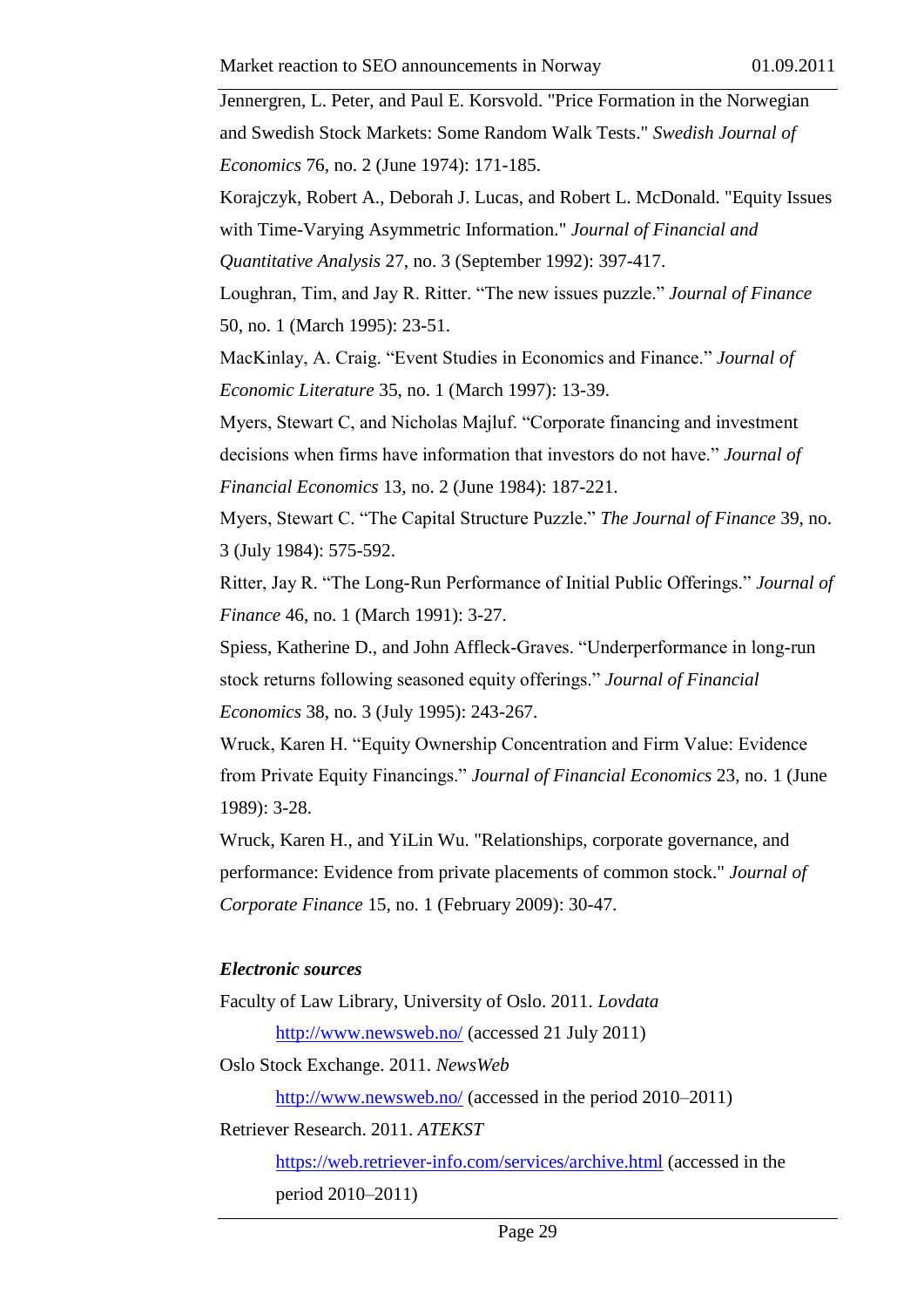Jennergren, L. Peter, and Paul E. Korsvold. "Price Formation in the Norwegian and Swedish Stock Markets: Some Random Walk Tests." *Swedish Journal of Economics* 76, no. 2 (June 1974): 171-185.

Korajczyk, Robert A., Deborah J. Lucas, and Robert L. McDonald. "Equity Issues with Time-Varying Asymmetric Information." *Journal of Financial and Quantitative Analysis* 27, no. 3 (September 1992): 397-417.

Loughran, Tim, and Jay R. Ritter. "The new issues puzzle." *Journal of Finance* 50, no. 1 (March 1995): 23-51.

MacKinlay, A. Craig. "Event Studies in Economics and Finance." *Journal of Economic Literature* 35, no. 1 (March 1997): 13-39.

Myers, Stewart C, and Nicholas Majluf. "Corporate financing and investment decisions when firms have information that investors do not have." *Journal of Financial Economics* 13, no. 2 (June 1984): 187-221.

Myers, Stewart C. "The Capital Structure Puzzle." *The Journal of Finance* 39, no. 3 (July 1984): 575-592.

Ritter, Jay R. "The Long-Run Performance of Initial Public Offerings." *Journal of Finance* 46, no. 1 (March 1991): 3-27.

Spiess, Katherine D., and John Affleck-Graves. "Underperformance in long-run stock returns following seasoned equity offerings." *Journal of Financial Economics* 38, no. 3 (July 1995): 243-267.

Wruck, Karen H. "Equity Ownership Concentration and Firm Value: Evidence from Private Equity Financings." *Journal of Financial Economics* 23, no. 1 (June 1989): 3-28.

Wruck, Karen H., and YiLin Wu. "Relationships, corporate governance, and performance: Evidence from private placements of common stock." *Journal of Corporate Finance* 15, no. 1 (February 2009): 30-47.

***Electronic sources***

Faculty of Law Library, University of Oslo. 2011. *Lovdata*

http://www.newsweb.no/ (accessed 21 July 2011)

Oslo Stock Exchange. 2011. *NewsWeb*

http://www.newsweb.no/ (accessed in the period 2010–2011)

Retriever Research. 2011. *ATEKST*

https://web.retriever-info.com/services/archive.html (accessed in the period 2010–2011)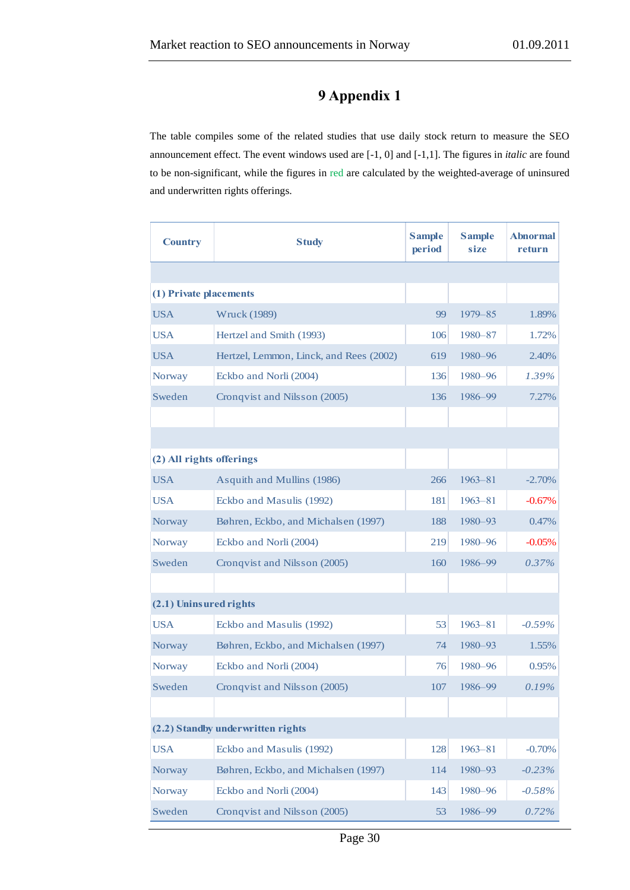# 9 Appendix 1

The table compiles some of the related studies that use daily stock return to measure the SEO announcement effect. The event windows used are [-1, 0] and [-1,1]. The figures in *italic* are found to be non-significant, while the figures in red are calculated by the weighted-average of uninsured and underwritten rights offerings.

| Country | Study | Sample period | Sample size | Abnormal return |
|---|---|---|---|---|
| **(1) Private placements** | | | | |
| USA | Wruck (1989) | 99 | 1979–85 | 1.89% |
| USA | Hertzel and Smith (1993) | 106 | 1980–87 | 1.72% |
| USA | Hertzel, Lemmon, Linck, and Rees (2002) | 619 | 1980–96 | 2.40% |
| Norway | Eckbo and Norli (2004) | 136 | 1980–96 | *1.39%* |
| Sweden | Cronqvist and Nilsson (2005) | 136 | 1986–99 | 7.27% |
| | | | | |
| **(2) All rights offerings** | | | | |
| USA | Asquith and Mullins (1986) | 266 | 1963–81 | -2.70% |
| USA | Eckbo and Masulis (1992) | 181 | 1963–81 | -0.67% |
| Norway | Bøhren, Eckbo, and Michalsen (1997) | 188 | 1980–93 | 0.47% |
| Norway | Eckbo and Norli (2004) | 219 | 1980–96 | -0.05% |
| Sweden | Cronqvist and Nilsson (2005) | 160 | 1986–99 | *0.37%* |
| | | | | |
| **(2.1) Uninsured rights** | | | | |
| USA | Eckbo and Masulis (1992) | 53 | 1963–81 | *-0.59%* |
| Norway | Bøhren, Eckbo, and Michalsen (1997) | 74 | 1980–93 | 1.55% |
| Norway | Eckbo and Norli (2004) | 76 | 1980–96 | 0.95% |
| Sweden | Cronqvist and Nilsson (2005) | 107 | 1986–99 | *0.19%* |
| | | | | |
| **(2.2) Standby underwritten rights** | | | | |
| USA | Eckbo and Masulis (1992) | 128 | 1963–81 | -0.70% |
| Norway | Bøhren, Eckbo, and Michalsen (1997) | 114 | 1980–93 | *-0.23%* |
| Norway | Eckbo and Norli (2004) | 143 | 1980–96 | *-0.58%* |
| Sweden | Cronqvist and Nilsson (2005) | 53 | 1986–99 | *0.72%* |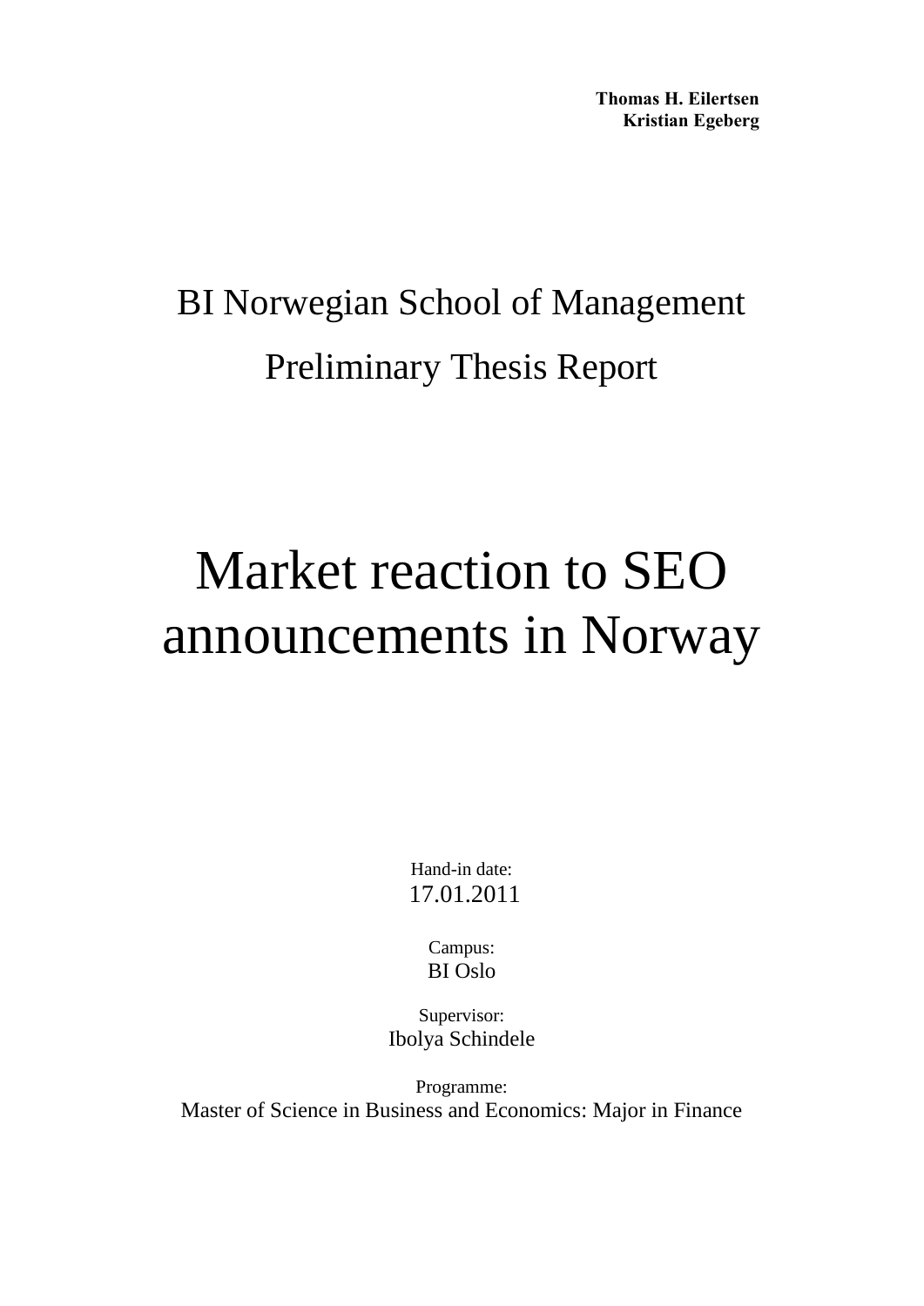**Thomas H. Eilertsen**
**Kristian Egeberg**

BI Norwegian School of Management

Preliminary Thesis Report

# Market reaction to SEO announcements in Norway

Hand-in date:
17.01.2011

Campus:
BI Oslo

Supervisor:
Ibolya Schindele

Programme:
Master of Science in Business and Economics: Major in Finance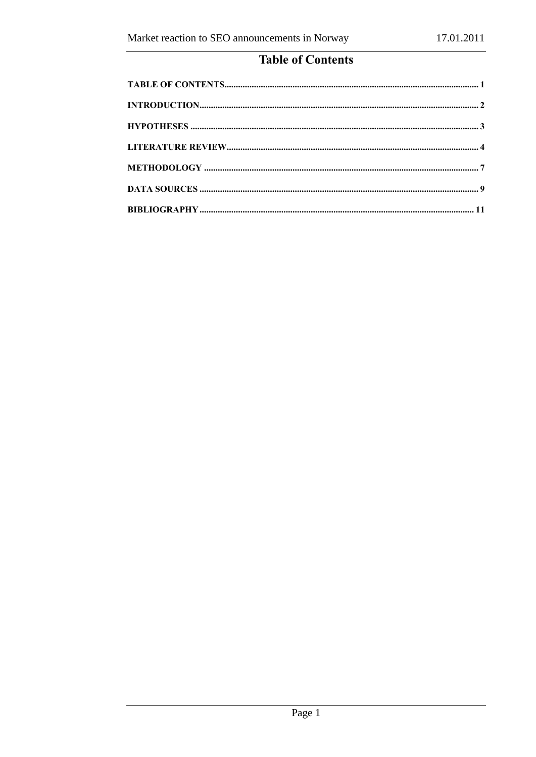# Table of Contents

TABLE OF CONTENTS ........................................................................................................ 1

INTRODUCTION ................................................................................................................ 2

HYPOTHESES .................................................................................................................... 3

LITERATURE REVIEW ..................................................................................................... 4

METHODOLOGY .............................................................................................................. 7

DATA SOURCES ................................................................................................................ 9

BIBLIOGRAPHY ............................................................................................................... 11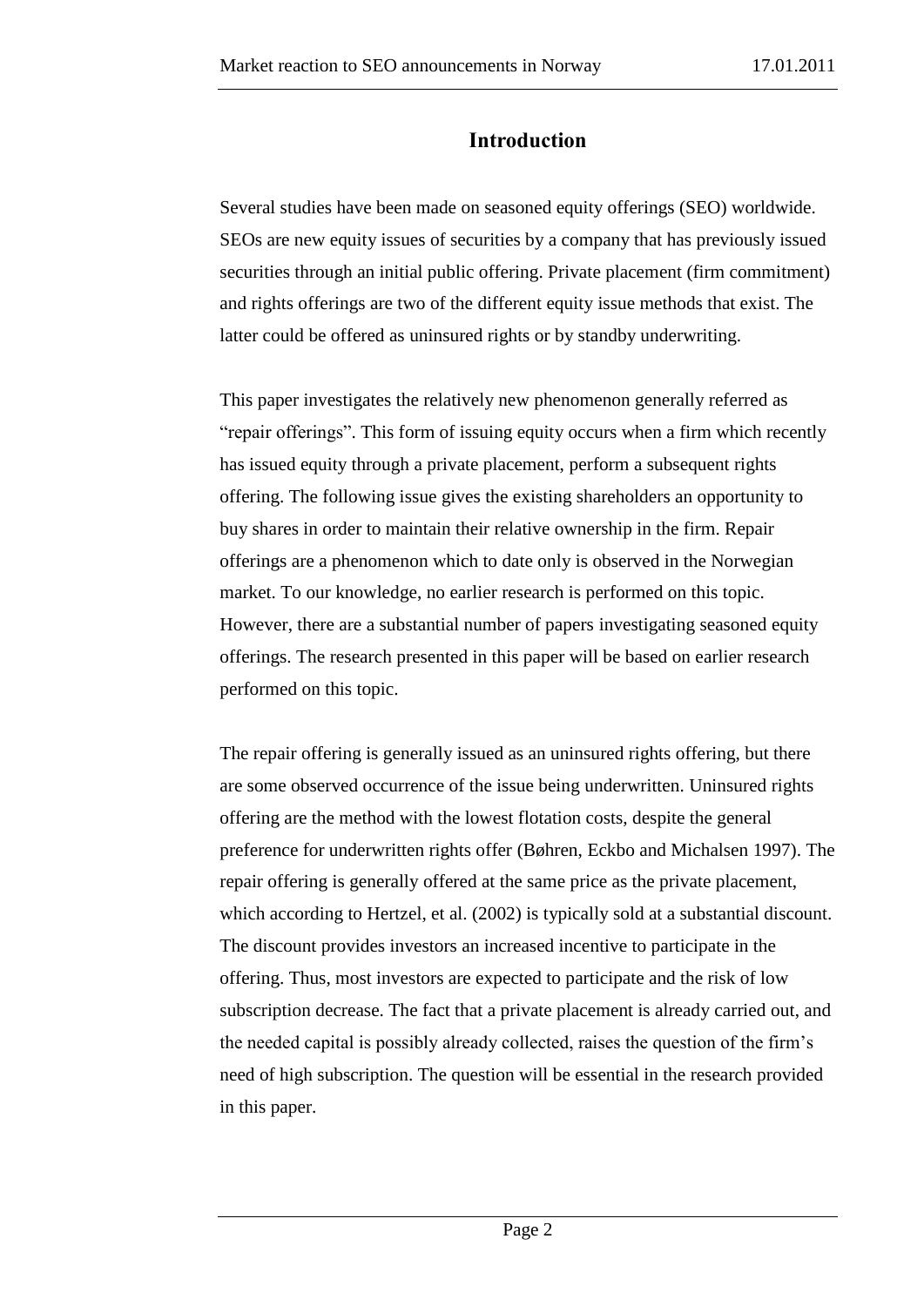# Introduction

Several studies have been made on seasoned equity offerings (SEO) worldwide. SEOs are new equity issues of securities by a company that has previously issued securities through an initial public offering. Private placement (firm commitment) and rights offerings are two of the different equity issue methods that exist. The latter could be offered as uninsured rights or by standby underwriting.

This paper investigates the relatively new phenomenon generally referred as "repair offerings". This form of issuing equity occurs when a firm which recently has issued equity through a private placement, perform a subsequent rights offering. The following issue gives the existing shareholders an opportunity to buy shares in order to maintain their relative ownership in the firm. Repair offerings are a phenomenon which to date only is observed in the Norwegian market. To our knowledge, no earlier research is performed on this topic. However, there are a substantial number of papers investigating seasoned equity offerings. The research presented in this paper will be based on earlier research performed on this topic.

The repair offering is generally issued as an uninsured rights offering, but there are some observed occurrence of the issue being underwritten. Uninsured rights offering are the method with the lowest flotation costs, despite the general preference for underwritten rights offer (Bøhren, Eckbo and Michalsen 1997). The repair offering is generally offered at the same price as the private placement, which according to Hertzel, et al. (2002) is typically sold at a substantial discount. The discount provides investors an increased incentive to participate in the offering. Thus, most investors are expected to participate and the risk of low subscription decrease. The fact that a private placement is already carried out, and the needed capital is possibly already collected, raises the question of the firm's need of high subscription. The question will be essential in the research provided in this paper.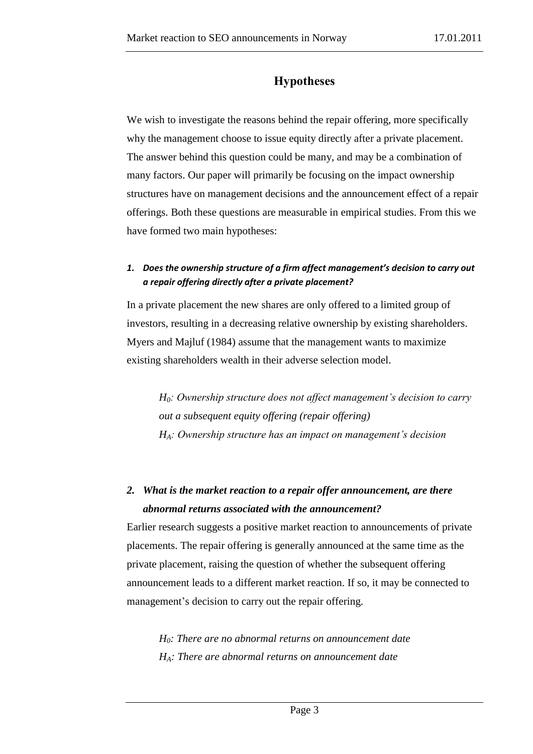# Hypotheses

We wish to investigate the reasons behind the repair offering, more specifically why the management choose to issue equity directly after a private placement. The answer behind this question could be many, and may be a combination of many factors. Our paper will primarily be focusing on the impact ownership structures have on management decisions and the announcement effect of a repair offerings. Both these questions are measurable in empirical studies. From this we have formed two main hypotheses:

1. ***Does the ownership structure of a firm affect management's decision to carry out a repair offering directly after a private placement?***

In a private placement the new shares are only offered to a limited group of investors, resulting in a decreasing relative ownership by existing shareholders. Myers and Majluf (1984) assume that the management wants to maximize existing shareholders wealth in their adverse selection model.

> *$H_0$: Ownership structure does not affect management's decision to carry out a subsequent equity offering (repair offering)*
> *$H_A$: Ownership structure has an impact on management's decision*

2. ***What is the market reaction to a repair offer announcement, are there abnormal returns associated with the announcement?***

Earlier research suggests a positive market reaction to announcements of private placements. The repair offering is generally announced at the same time as the private placement, raising the question of whether the subsequent offering announcement leads to a different market reaction. If so, it may be connected to management's decision to carry out the repair offering.

> *$H_0$: There are no abnormal returns on announcement date*
> *$H_A$: There are abnormal returns on announcement date*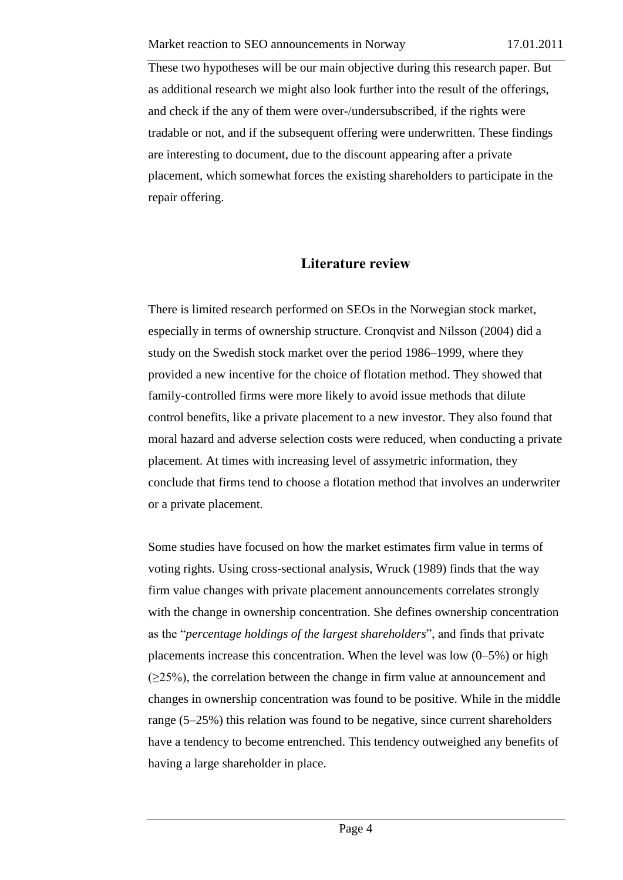These two hypotheses will be our main objective during this research paper. But as additional research we might also look further into the result of the offerings, and check if the any of them were over-/undersubscribed, if the rights were tradable or not, and if the subsequent offering were underwritten. These findings are interesting to document, due to the discount appearing after a private placement, which somewhat forces the existing shareholders to participate in the repair offering.

## Literature review

There is limited research performed on SEOs in the Norwegian stock market, especially in terms of ownership structure. Cronqvist and Nilsson (2004) did a study on the Swedish stock market over the period 1986–1999, where they provided a new incentive for the choice of flotation method. They showed that family-controlled firms were more likely to avoid issue methods that dilute control benefits, like a private placement to a new investor. They also found that moral hazard and adverse selection costs were reduced, when conducting a private placement. At times with increasing level of assymetric information, they conclude that firms tend to choose a flotation method that involves an underwriter or a private placement.

Some studies have focused on how the market estimates firm value in terms of voting rights. Using cross-sectional analysis, Wruck (1989) finds that the way firm value changes with private placement announcements correlates strongly with the change in ownership concentration. She defines ownership concentration as the "*percentage holdings of the largest shareholders*", and finds that private placements increase this concentration. When the level was low (0–5%) or high (≥25%), the correlation between the change in firm value at announcement and changes in ownership concentration was found to be positive. While in the middle range (5–25%) this relation was found to be negative, since current shareholders have a tendency to become entrenched. This tendency outweighed any benefits of having a large shareholder in place.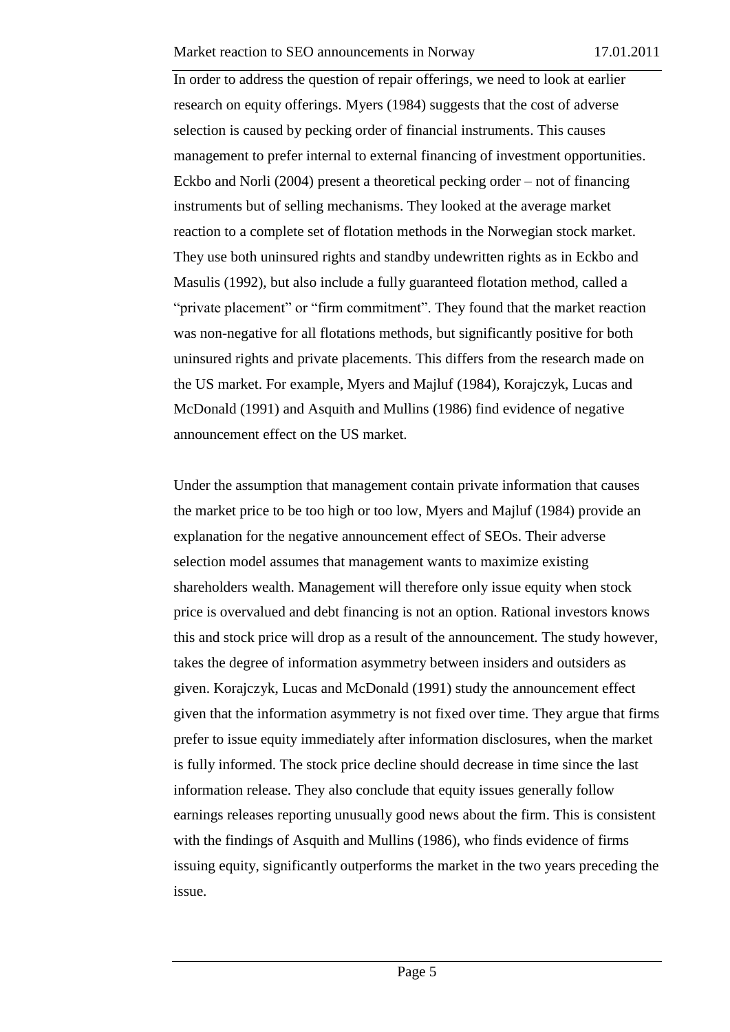In order to address the question of repair offerings, we need to look at earlier research on equity offerings. Myers (1984) suggests that the cost of adverse selection is caused by pecking order of financial instruments. This causes management to prefer internal to external financing of investment opportunities. Eckbo and Norli (2004) present a theoretical pecking order – not of financing instruments but of selling mechanisms. They looked at the average market reaction to a complete set of flotation methods in the Norwegian stock market. They use both uninsured rights and standby undewritten rights as in Eckbo and Masulis (1992), but also include a fully guaranteed flotation method, called a "private placement" or "firm commitment". They found that the market reaction was non-negative for all flotations methods, but significantly positive for both uninsured rights and private placements. This differs from the research made on the US market. For example, Myers and Majluf (1984), Korajczyk, Lucas and McDonald (1991) and Asquith and Mullins (1986) find evidence of negative announcement effect on the US market.

Under the assumption that management contain private information that causes the market price to be too high or too low, Myers and Majluf (1984) provide an explanation for the negative announcement effect of SEOs. Their adverse selection model assumes that management wants to maximize existing shareholders wealth. Management will therefore only issue equity when stock price is overvalued and debt financing is not an option. Rational investors knows this and stock price will drop as a result of the announcement. The study however, takes the degree of information asymmetry between insiders and outsiders as given. Korajczyk, Lucas and McDonald (1991) study the announcement effect given that the information asymmetry is not fixed over time. They argue that firms prefer to issue equity immediately after information disclosures, when the market is fully informed. The stock price decline should decrease in time since the last information release. They also conclude that equity issues generally follow earnings releases reporting unusually good news about the firm. This is consistent with the findings of Asquith and Mullins (1986), who finds evidence of firms issuing equity, significantly outperforms the market in the two years preceding the issue.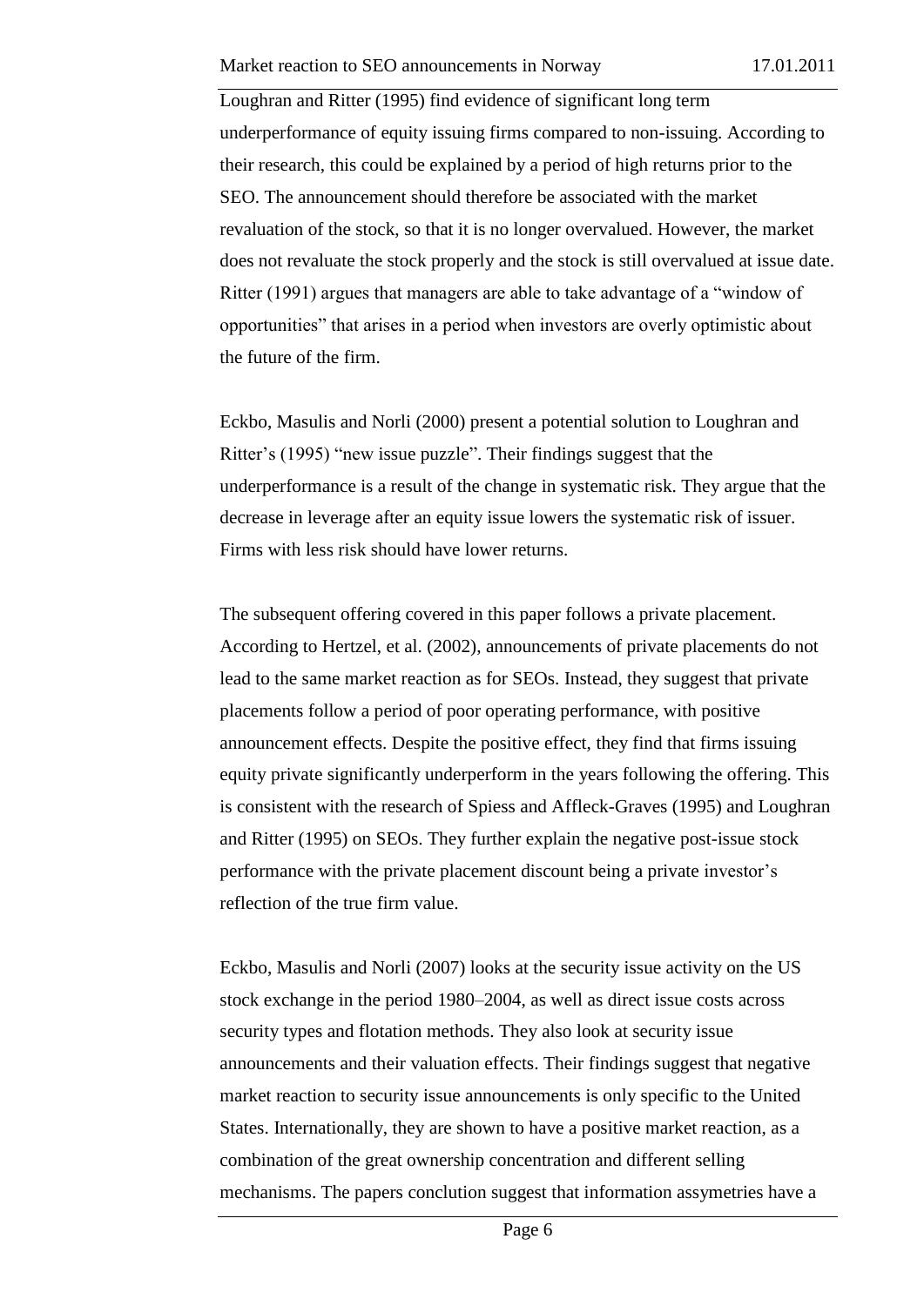Loughran and Ritter (1995) find evidence of significant long term underperformance of equity issuing firms compared to non-issuing. According to their research, this could be explained by a period of high returns prior to the SEO. The announcement should therefore be associated with the market revaluation of the stock, so that it is no longer overvalued. However, the market does not revaluate the stock properly and the stock is still overvalued at issue date. Ritter (1991) argues that managers are able to take advantage of a "window of opportunities" that arises in a period when investors are overly optimistic about the future of the firm.

Eckbo, Masulis and Norli (2000) present a potential solution to Loughran and Ritter's (1995) "new issue puzzle". Their findings suggest that the underperformance is a result of the change in systematic risk. They argue that the decrease in leverage after an equity issue lowers the systematic risk of issuer. Firms with less risk should have lower returns.

The subsequent offering covered in this paper follows a private placement. According to Hertzel, et al. (2002), announcements of private placements do not lead to the same market reaction as for SEOs. Instead, they suggest that private placements follow a period of poor operating performance, with positive announcement effects. Despite the positive effect, they find that firms issuing equity private significantly underperform in the years following the offering. This is consistent with the research of Spiess and Affleck-Graves (1995) and Loughran and Ritter (1995) on SEOs. They further explain the negative post-issue stock performance with the private placement discount being a private investor's reflection of the true firm value.

Eckbo, Masulis and Norli (2007) looks at the security issue activity on the US stock exchange in the period 1980–2004, as well as direct issue costs across security types and flotation methods. They also look at security issue announcements and their valuation effects. Their findings suggest that negative market reaction to security issue announcements is only specific to the United States. Internationally, they are shown to have a positive market reaction, as a combination of the great ownership concentration and different selling mechanisms. The papers conclution suggest that information assymetries have a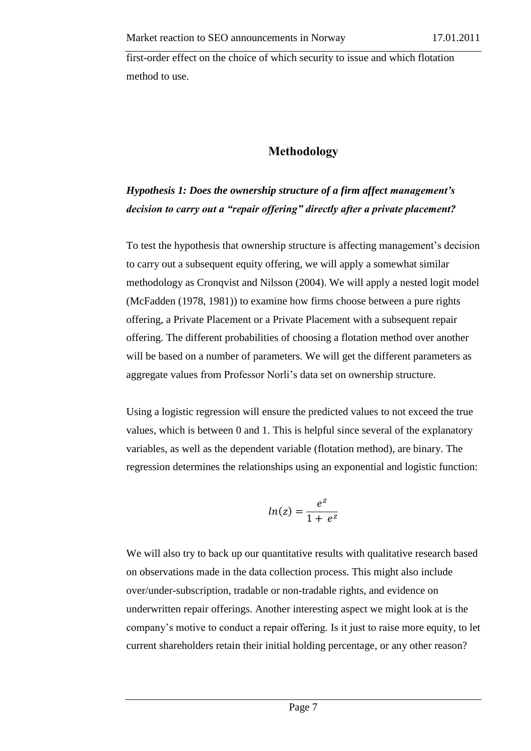first-order effect on the choice of which security to issue and which flotation method to use.

## Methodology

### *Hypothesis 1: Does the ownership structure of a firm affect management's decision to carry out a "repair offering" directly after a private placement?*

To test the hypothesis that ownership structure is affecting management's decision to carry out a subsequent equity offering, we will apply a somewhat similar methodology as Cronqvist and Nilsson (2004). We will apply a nested logit model (McFadden (1978, 1981)) to examine how firms choose between a pure rights offering, a Private Placement or a Private Placement with a subsequent repair offering. The different probabilities of choosing a flotation method over another will be based on a number of parameters. We will get the different parameters as aggregate values from Professor Norli's data set on ownership structure.

Using a logistic regression will ensure the predicted values to not exceed the true values, which is between 0 and 1. This is helpful since several of the explanatory variables, as well as the dependent variable (flotation method), are binary. The regression determines the relationships using an exponential and logistic function:

$$ln(z) = \frac{e^z}{1 + e^z}$$

We will also try to back up our quantitative results with qualitative research based on observations made in the data collection process. This might also include over/under-subscription, tradable or non-tradable rights, and evidence on underwritten repair offerings. Another interesting aspect we might look at is the company's motive to conduct a repair offering. Is it just to raise more equity, to let current shareholders retain their initial holding percentage, or any other reason?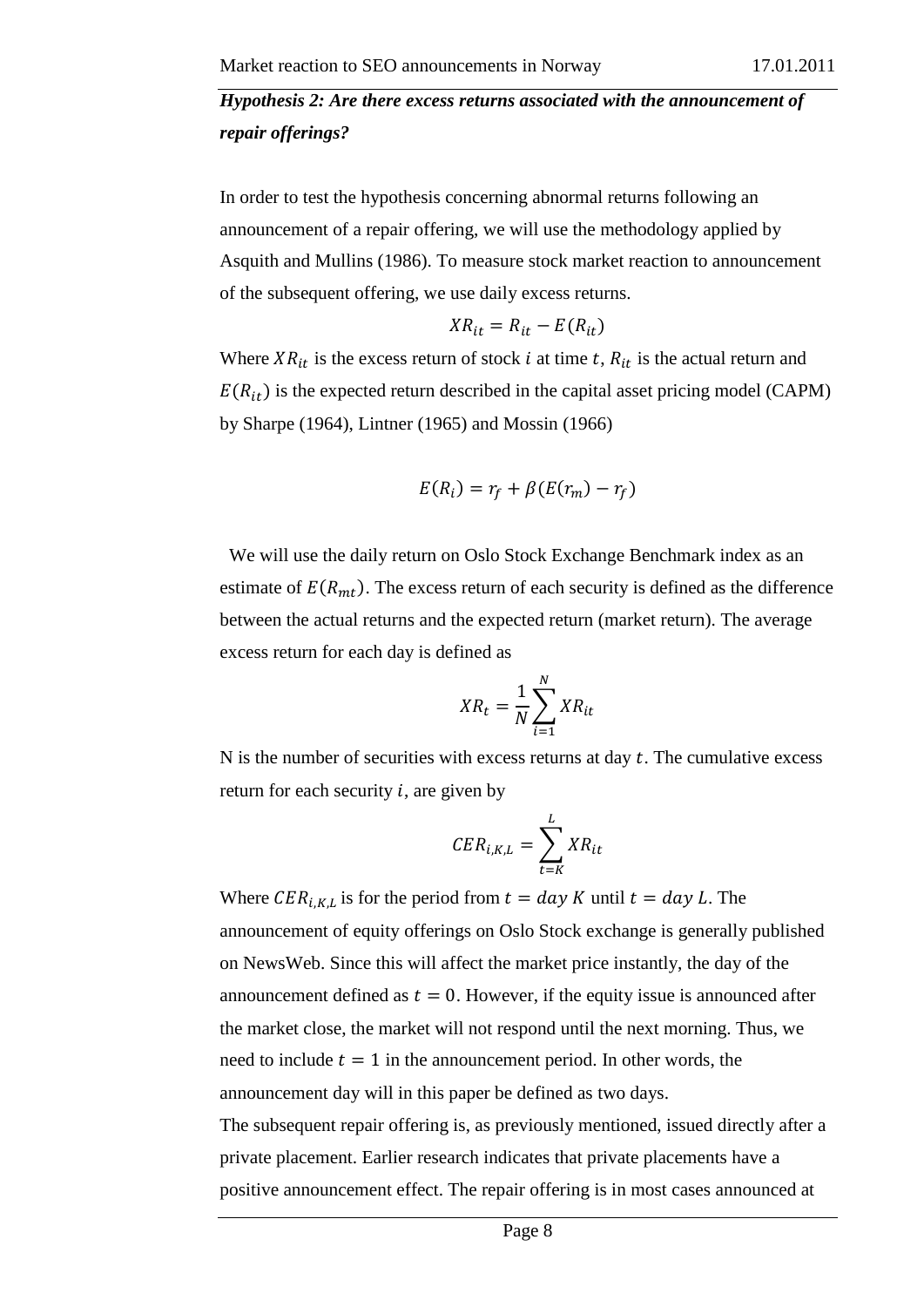***Hypothesis 2: Are there excess returns associated with the announcement of repair offerings?***

In order to test the hypothesis concerning abnormal returns following an announcement of a repair offering, we will use the methodology applied by Asquith and Mullins (1986). To measure stock market reaction to announcement of the subsequent offering, we use daily excess returns.

$$XR_{it} = R_{it} - E(R_{it})$$

Where $XR_{it}$ is the excess return of stock $i$ at time $t$, $R_{it}$ is the actual return and $E(R_{it})$ is the expected return described in the capital asset pricing model (CAPM) by Sharpe (1964), Lintner (1965) and Mossin (1966)

$$E(R_i) = r_f + \beta(E(r_m) - r_f)$$

We will use the daily return on Oslo Stock Exchange Benchmark index as an estimate of $E(R_{mt})$. The excess return of each security is defined as the difference between the actual returns and the expected return (market return). The average excess return for each day is defined as

$$XR_t = \frac{1}{N}\sum_{i=1}^{N} XR_{it}$$

N is the number of securities with excess returns at day $t$. The cumulative excess return for each security $i$, are given by

$$CER_{i,K,L} = \sum_{t=K}^{L} XR_{it}$$

Where $CER_{i,K,L}$ is for the period from $t = day\ K$ until $t = day\ L$. The announcement of equity offerings on Oslo Stock exchange is generally published on NewsWeb. Since this will affect the market price instantly, the day of the announcement defined as $t = 0$. However, if the equity issue is announced after the market close, the market will not respond until the next morning. Thus, we need to include $t = 1$ in the announcement period. In other words, the announcement day will in this paper be defined as two days.

The subsequent repair offering is, as previously mentioned, issued directly after a private placement. Earlier research indicates that private placements have a positive announcement effect. The repair offering is in most cases announced at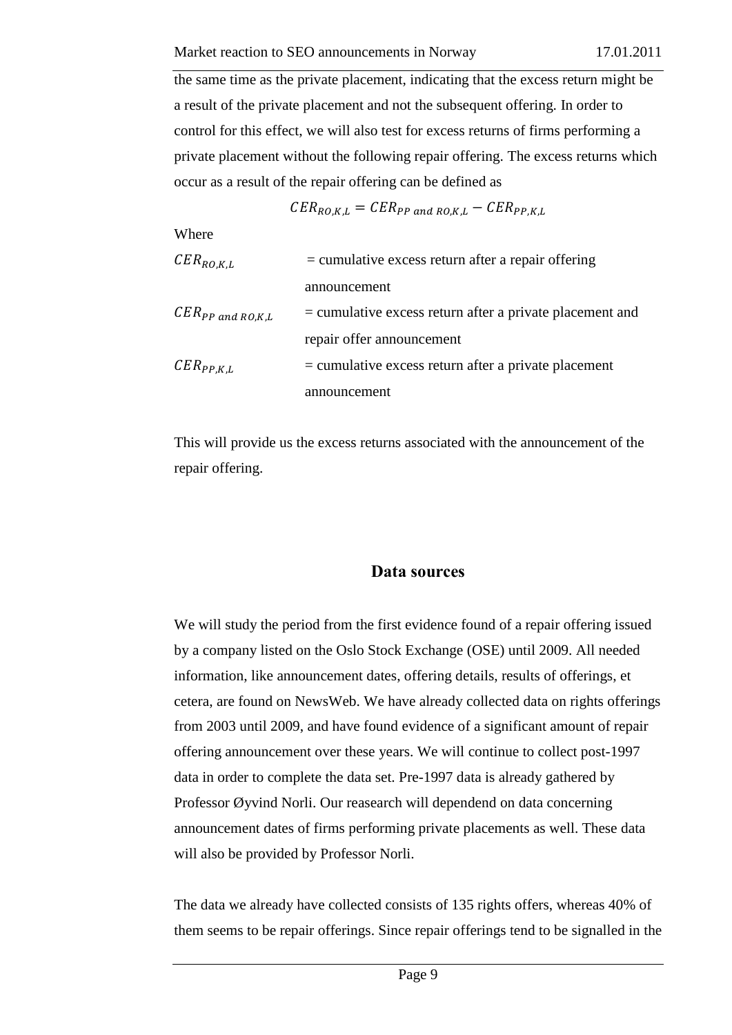the same time as the private placement, indicating that the excess return might be a result of the private placement and not the subsequent offering. In order to control for this effect, we will also test for excess returns of firms performing a private placement without the following repair offering. The excess returns which occur as a result of the repair offering can be defined as

$$CER_{RO,K,L} = CER_{PP\ and\ RO,K,L} - CER_{PP,K,L}$$

Where

$CER_{RO,K,L}$ = cumulative excess return after a repair offering announcement

$CER_{PP\ and\ RO,K,L}$ = cumulative excess return after a private placement and repair offer announcement

$CER_{PP,K,L}$ = cumulative excess return after a private placement announcement

This will provide us the excess returns associated with the announcement of the repair offering.

## Data sources

We will study the period from the first evidence found of a repair offering issued by a company listed on the Oslo Stock Exchange (OSE) until 2009. All needed information, like announcement dates, offering details, results of offerings, et cetera, are found on NewsWeb. We have already collected data on rights offerings from 2003 until 2009, and have found evidence of a significant amount of repair offering announcement over these years. We will continue to collect post-1997 data in order to complete the data set. Pre-1997 data is already gathered by Professor Øyvind Norli. Our reasearch will dependend on data concerning announcement dates of firms performing private placements as well. These data will also be provided by Professor Norli.

The data we already have collected consists of 135 rights offers, whereas 40% of them seems to be repair offerings. Since repair offerings tend to be signalled in the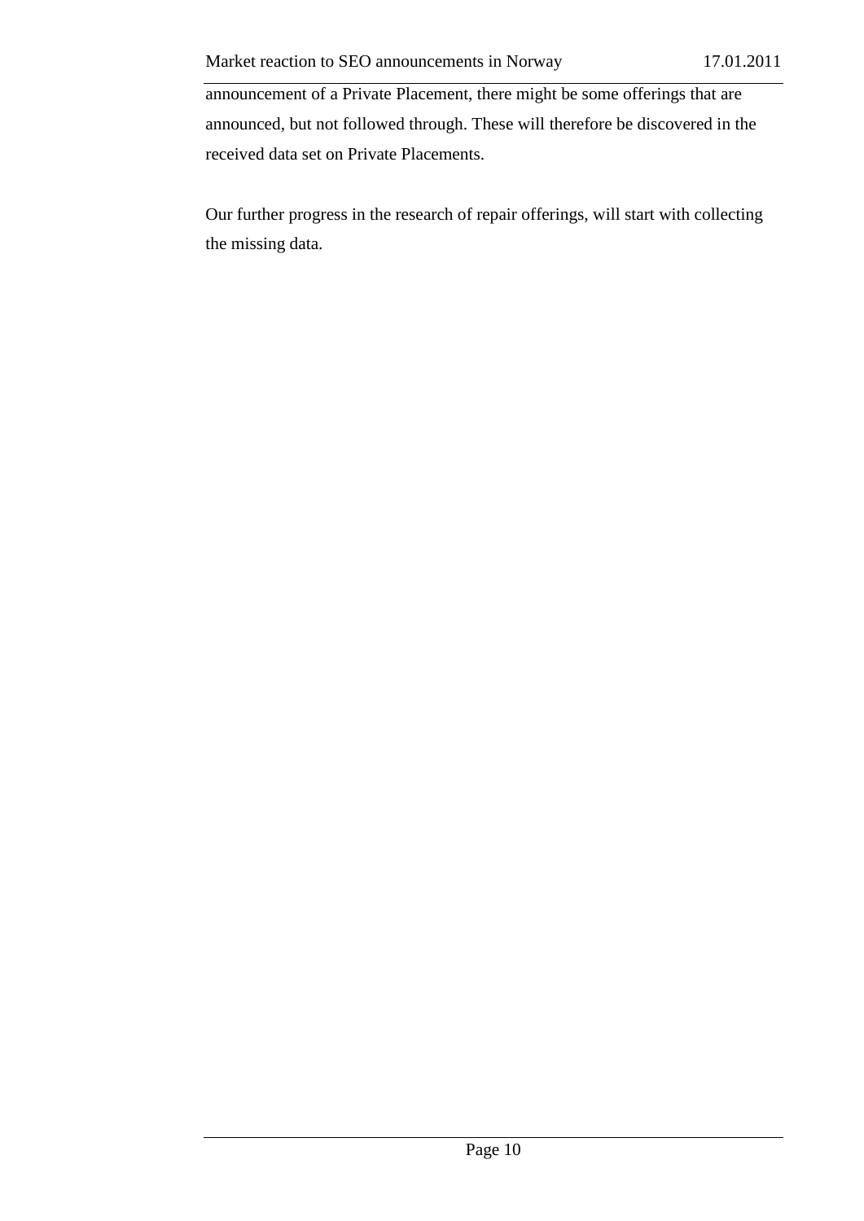announcement of a Private Placement, there might be some offerings that are announced, but not followed through. These will therefore be discovered in the received data set on Private Placements.

Our further progress in the research of repair offerings, will start with collecting the missing data.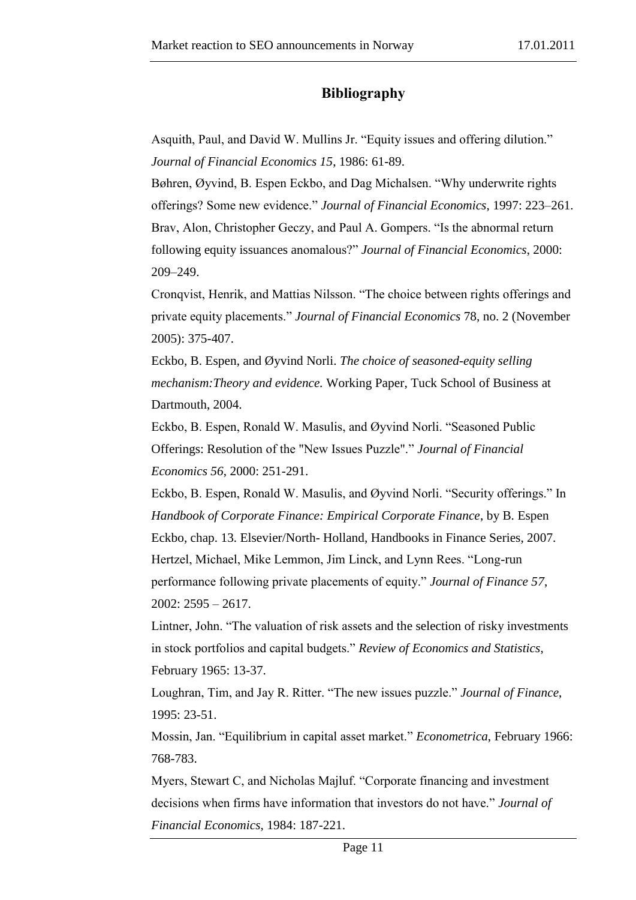# Bibliography

Asquith, Paul, and David W. Mullins Jr. "Equity issues and offering dilution." *Journal of Financial Economics 15*, 1986: 61-89.

Bøhren, Øyvind, B. Espen Eckbo, and Dag Michalsen. "Why underwrite rights offerings? Some new evidence." *Journal of Financial Economics*, 1997: 223–261.

Brav, Alon, Christopher Geczy, and Paul A. Gompers. "Is the abnormal return following equity issuances anomalous?" *Journal of Financial Economics*, 2000: 209–249.

Cronqvist, Henrik, and Mattias Nilsson. "The choice between rights offerings and private equity placements." *Journal of Financial Economics* 78, no. 2 (November 2005): 375-407.

Eckbo, B. Espen, and Øyvind Norli. *The choice of seasoned-equity selling mechanism:Theory and evidence.* Working Paper, Tuck School of Business at Dartmouth, 2004.

Eckbo, B. Espen, Ronald W. Masulis, and Øyvind Norli. "Seasoned Public Offerings: Resolution of the "New Issues Puzzle"." *Journal of Financial Economics 56*, 2000: 251-291.

Eckbo, B. Espen, Ronald W. Masulis, and Øyvind Norli. "Security offerings." In *Handbook of Corporate Finance: Empirical Corporate Finance*, by B. Espen Eckbo, chap. 13. Elsevier/North- Holland, Handbooks in Finance Series, 2007.

Hertzel, Michael, Mike Lemmon, Jim Linck, and Lynn Rees. "Long-run performance following private placements of equity." *Journal of Finance 57*, 2002: 2595 – 2617.

Lintner, John. "The valuation of risk assets and the selection of risky investments in stock portfolios and capital budgets." *Review of Economics and Statistics*, February 1965: 13-37.

Loughran, Tim, and Jay R. Ritter. "The new issues puzzle." *Journal of Finance*, 1995: 23-51.

Mossin, Jan. "Equilibrium in capital asset market." *Econometrica*, February 1966: 768-783.

Myers, Stewart C, and Nicholas Majluf. "Corporate financing and investment decisions when firms have information that investors do not have." *Journal of Financial Economics*, 1984: 187-221.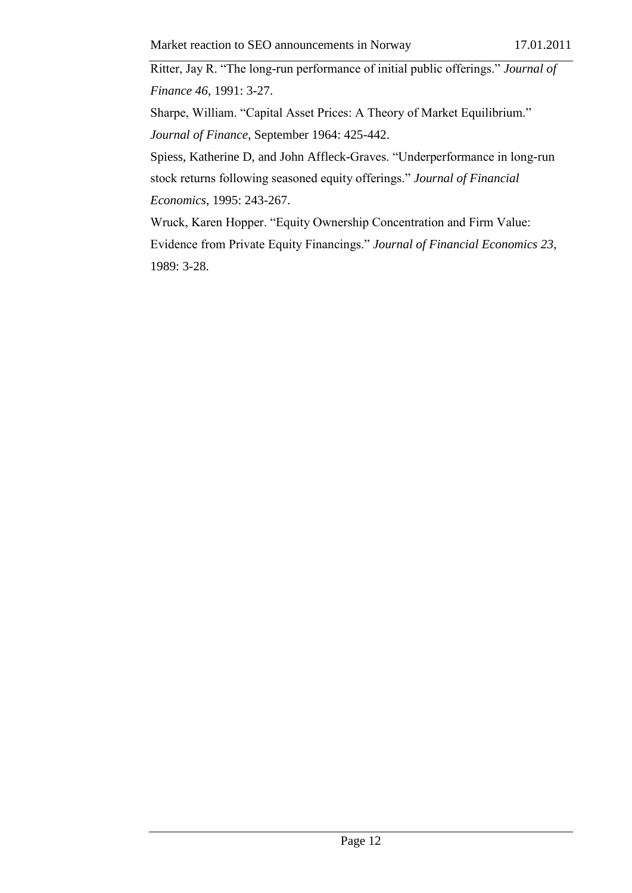Ritter, Jay R. "The long-run performance of initial public offerings." *Journal of Finance 46*, 1991: 3-27.

Sharpe, William. "Capital Asset Prices: A Theory of Market Equilibrium." *Journal of Finance*, September 1964: 425-442.

Spiess, Katherine D, and John Affleck-Graves. "Underperformance in long-run stock returns following seasoned equity offerings." *Journal of Financial Economics*, 1995: 243-267.

Wruck, Karen Hopper. "Equity Ownership Concentration and Firm Value: Evidence from Private Equity Financings." *Journal of Financial Economics 23*, 1989: 3-28.